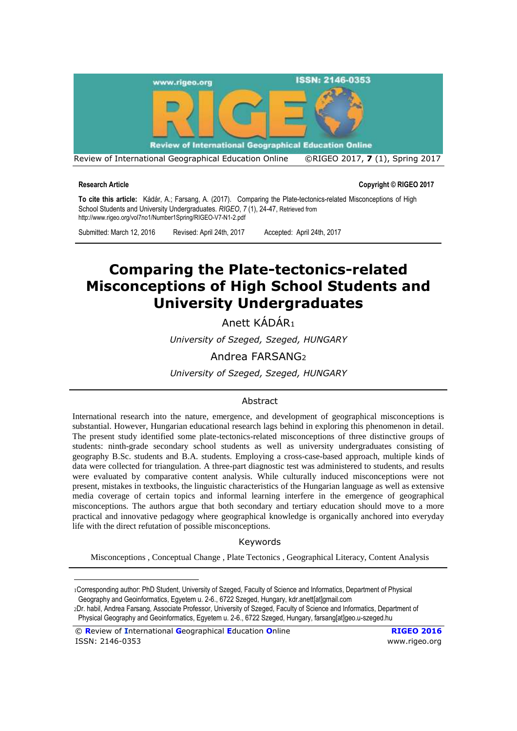**Research Article**

**Copyright © RIGEO 2017**

**To cite this article:** Kádár, A.; Farsang, A. (2017). Comparing the Plate-tectonics-related Misconceptions of High School Students and University Undergraduates. *RIGEO*, 7 (1), 24-47, Retrieved from http://www.rigeo.org/vol7no1/Number1Spring/RIGEO-V7-N1-2.pdf

Submitted: March 12, 2016 Revised: April 24th, 2017 Accepted: April 24th, 2017

# Comparing the Plate-tectonics-related Misconceptions of High School Students and University Undergraduates

Anett KÁDÁR[1]

*University of Szeged, Szeged, HUNGARY*

Andrea FARSANG[2]

*University of Szeged, Szeged, HUNGARY*

## Abstract

International research into the nature, emergence, and development of geographical misconceptions is substantial. However, Hungarian educational research lags behind in exploring this phenomenon in detail. The present study identified some plate-tectonics-related misconceptions of three distinctive groups of students: ninth-grade secondary school students as well as university undergraduates consisting of geography B.Sc. students and B.A. students. Employing a cross-case-based approach, multiple kinds of data were collected for triangulation. A three-part diagnostic test was administered to students, and results were evaluated by comparative content analysis. While culturally induced misconceptions were not present, mistakes in textbooks, the linguistic characteristics of the Hungarian language as well as extensive media coverage of certain topics and informal learning interfere in the emergence of geographical misconceptions. The authors argue that both secondary and tertiary education should move to a more practical and innovative pedagogy where geographical knowledge is organically anchored into everyday life with the direct refutation of possible misconceptions.

## Keywords

Misconceptions , Conceptual Change , Plate Tectonics , Geographical Literacy, Content Analysis

---

[1]Corresponding author: PhD Student, University of Szeged, Faculty of Science and Informatics, Department of Physical Geography and Geoinformatics, Egyetem u. 2-6., 6722 Szeged, Hungary, kdr.anett[at]gmail.com

[2]Dr. habil, Andrea Farsang, Associate Professor, University of Szeged, Faculty of Science and Informatics, Department of Physical Geography and Geoinformatics, Egyetem u. 2-6., 6722 Szeged, Hungary, farsang[at]geo.u-szeged.hu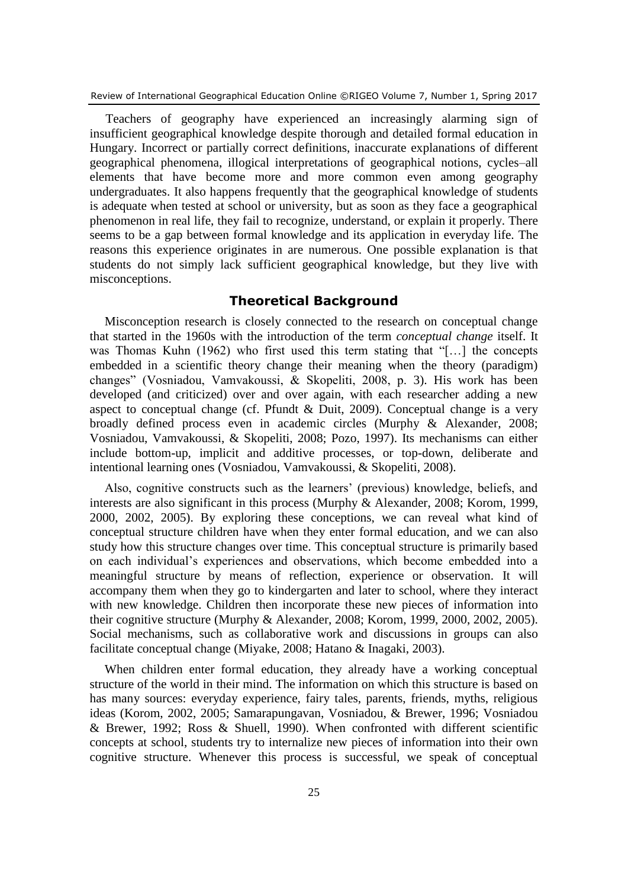Teachers of geography have experienced an increasingly alarming sign of insufficient geographical knowledge despite thorough and detailed formal education in Hungary. Incorrect or partially correct definitions, inaccurate explanations of different geographical phenomena, illogical interpretations of geographical notions, cycles–all elements that have become more and more common even among geography undergraduates. It also happens frequently that the geographical knowledge of students is adequate when tested at school or university, but as soon as they face a geographical phenomenon in real life, they fail to recognize, understand, or explain it properly. There seems to be a gap between formal knowledge and its application in everyday life. The reasons this experience originates in are numerous. One possible explanation is that students do not simply lack sufficient geographical knowledge, but they live with misconceptions.

## Theoretical Background

Misconception research is closely connected to the research on conceptual change that started in the 1960s with the introduction of the term *conceptual change* itself. It was Thomas Kuhn (1962) who first used this term stating that "[…] the concepts embedded in a scientific theory change their meaning when the theory (paradigm) changes" (Vosniadou, Vamvakoussi, & Skopeliti, 2008, p. 3). His work has been developed (and criticized) over and over again, with each researcher adding a new aspect to conceptual change (cf. Pfundt & Duit, 2009). Conceptual change is a very broadly defined process even in academic circles (Murphy & Alexander, 2008; Vosniadou, Vamvakoussi, & Skopeliti, 2008; Pozo, 1997). Its mechanisms can either include bottom-up, implicit and additive processes, or top-down, deliberate and intentional learning ones (Vosniadou, Vamvakoussi, & Skopeliti, 2008).

Also, cognitive constructs such as the learners' (previous) knowledge, beliefs, and interests are also significant in this process (Murphy & Alexander, 2008; Korom, 1999, 2000, 2002, 2005). By exploring these conceptions, we can reveal what kind of conceptual structure children have when they enter formal education, and we can also study how this structure changes over time. This conceptual structure is primarily based on each individual's experiences and observations, which become embedded into a meaningful structure by means of reflection, experience or observation. It will accompany them when they go to kindergarten and later to school, where they interact with new knowledge. Children then incorporate these new pieces of information into their cognitive structure (Murphy & Alexander, 2008; Korom, 1999, 2000, 2002, 2005). Social mechanisms, such as collaborative work and discussions in groups can also facilitate conceptual change (Miyake, 2008; Hatano & Inagaki, 2003).

When children enter formal education, they already have a working conceptual structure of the world in their mind. The information on which this structure is based on has many sources: everyday experience, fairy tales, parents, friends, myths, religious ideas (Korom, 2002, 2005; Samarapungavan, Vosniadou, & Brewer, 1996; Vosniadou & Brewer, 1992; Ross & Shuell, 1990). When confronted with different scientific concepts at school, students try to internalize new pieces of information into their own cognitive structure. Whenever this process is successful, we speak of conceptual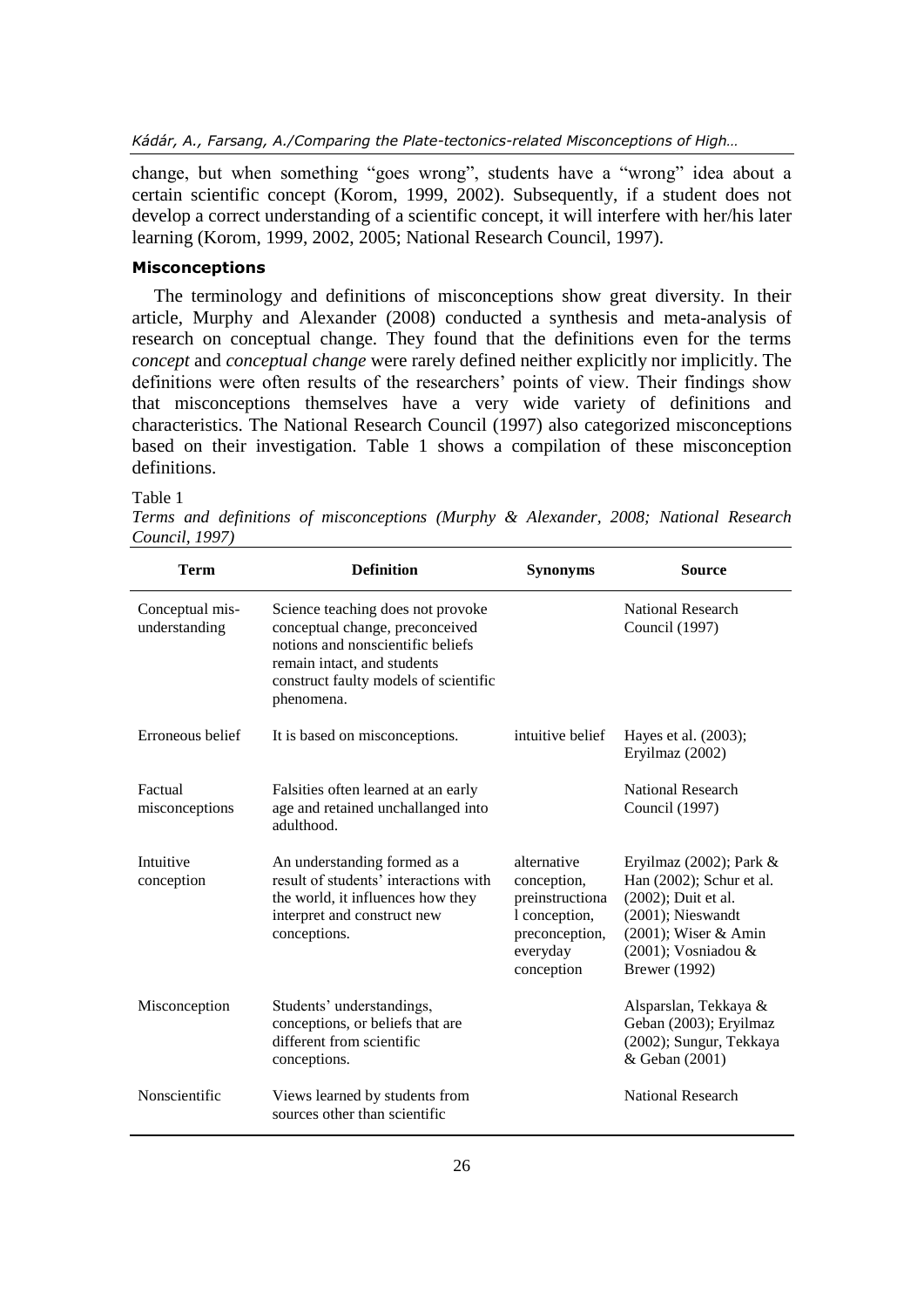change, but when something "goes wrong", students have a "wrong" idea about a certain scientific concept (Korom, 1999, 2002). Subsequently, if a student does not develop a correct understanding of a scientific concept, it will interfere with her/his later learning (Korom, 1999, 2002, 2005; National Research Council, 1997).

### Misconceptions

The terminology and definitions of misconceptions show great diversity. In their article, Murphy and Alexander (2008) conducted a synthesis and meta-analysis of research on conceptual change. They found that the definitions even for the terms *concept* and *conceptual change* were rarely defined neither explicitly nor implicitly. The definitions were often results of the researchers' points of view. Their findings show that misconceptions themselves have a very wide variety of definitions and characteristics. The National Research Council (1997) also categorized misconceptions based on their investigation. Table 1 shows a compilation of these misconception definitions.

Table 1

*Terms and definitions of misconceptions (Murphy & Alexander, 2008; National Research Council, 1997)*

| Term | Definition | Synonyms | Source |
|---|---|---|---|
| Conceptual mis-understanding | Science teaching does not provoke conceptual change, preconceived notions and nonscientific beliefs remain intact, and students construct faulty models of scientific phenomena. | | National Research Council (1997) |
| Erroneous belief | It is based on misconceptions. | intuitive belief | Hayes et al. (2003); Eryilmaz (2002) |
| Factual misconceptions | Falsities often learned at an early age and retained unchallanged into adulthood. | | National Research Council (1997) |
| Intuitive conception | An understanding formed as a result of students' interactions with the world, it influences how they interpret and construct new conceptions. | alternative conception, preinstructional conception, preconception, everyday conception | Eryilmaz (2002); Park & Han (2002); Schur et al. (2002); Duit et al. (2001); Nieswandt (2001); Wiser & Amin (2001); Vosniadou & Brewer (1992) |
| Misconception | Students' understandings, conceptions, or beliefs that are different from scientific conceptions. | | Alsparslan, Tekkaya & Geban (2003); Eryilmaz (2002); Sungur, Tekkaya & Geban (2001) |
| Nonscientific | Views learned by students from sources other than scientific | | National Research |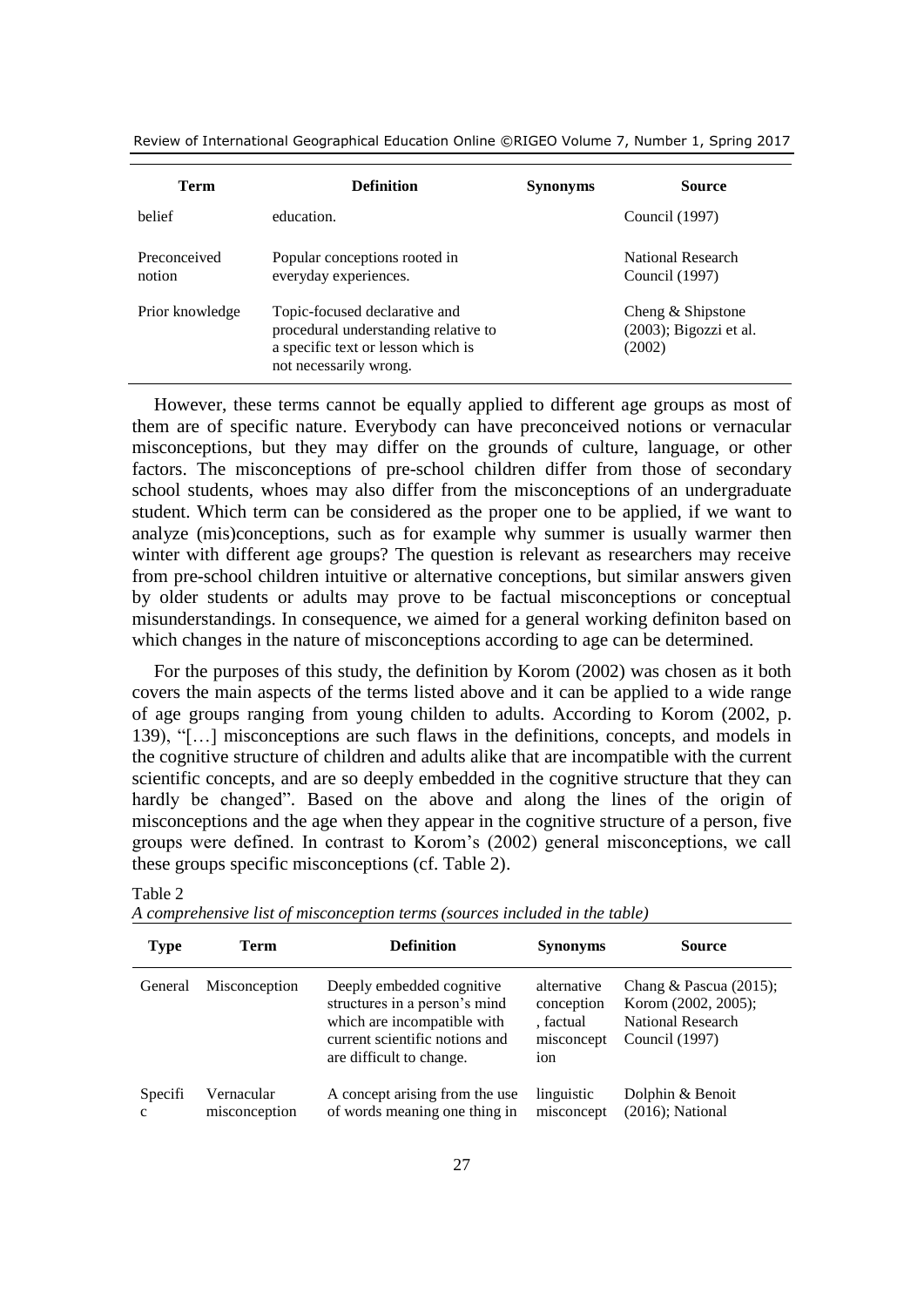| Term | Definition | Synonyms | Source |
|---|---|---|---|
| belief | education. | | Council (1997) |
| Preconceived notion | Popular conceptions rooted in everyday experiences. | | National Research Council (1997) |
| Prior knowledge | Topic-focused declarative and procedural understanding relative to a specific text or lesson which is not necessarily wrong. | | Cheng & Shipstone (2003); Bigozzi et al. (2002) |

However, these terms cannot be equally applied to different age groups as most of them are of specific nature. Everybody can have preconceived notions or vernacular misconceptions, but they may differ on the grounds of culture, language, or other factors. The misconceptions of pre-school children differ from those of secondary school students, whoes may also differ from the misconceptions of an undergraduate student. Which term can be considered as the proper one to be applied, if we want to analyze (mis)conceptions, such as for example why summer is usually warmer then winter with different age groups? The question is relevant as researchers may receive from pre-school children intuitive or alternative conceptions, but similar answers given by older students or adults may prove to be factual misconceptions or conceptual misunderstandings. In consequence, we aimed for a general working definiton based on which changes in the nature of misconceptions according to age can be determined.

For the purposes of this study, the definition by Korom (2002) was chosen as it both covers the main aspects of the terms listed above and it can be applied to a wide range of age groups ranging from young childen to adults. According to Korom (2002, p. 139), "[…] misconceptions are such flaws in the definitions, concepts, and models in the cognitive structure of children and adults alike that are incompatible with the current scientific concepts, and are so deeply embedded in the cognitive structure that they can hardly be changed". Based on the above and along the lines of the origin of misconceptions and the age when they appear in the cognitive structure of a person, five groups were defined. In contrast to Korom's (2002) general misconceptions, we call these groups specific misconceptions (cf. Table 2).

Table 2

*A comprehensive list of misconception terms (sources included in the table)*

| Type | Term | Definition | Synonyms | Source |
|---|---|---|---|---|
| General | Misconception | Deeply embedded cognitive structures in a person's mind which are incompatible with current scientific notions and are difficult to change. | alternative conception, factual misconception | Chang & Pascua (2015); Korom (2002, 2005); National Research Council (1997) |
| Specific | Vernacular misconception | A concept arising from the use of words meaning one thing in | linguistic misconcept | Dolphin & Benoit (2016); National |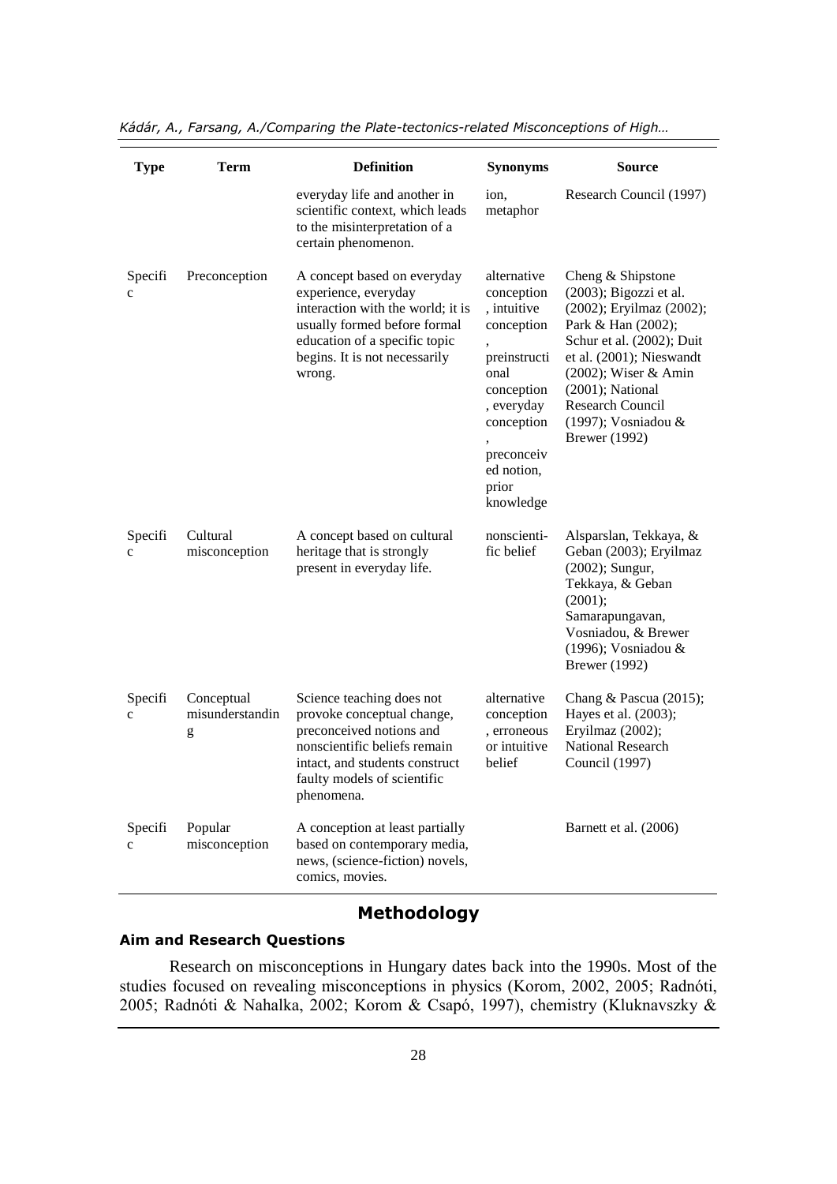| Type | Term | Definition | Synonyms | Source |
|---|---|---|---|---|
| | | everyday life and another in scientific context, which leads to the misinterpretation of a certain phenomenon. | ion, metaphor | Research Council (1997) |
| Specific | Preconception | A concept based on everyday experience, everyday interaction with the world; it is usually formed before formal education of a specific topic begins. It is not necessarily wrong. | alternative conception, intuitive conception, preinstructional conception, everyday conception, preconceived notion, prior knowledge | Cheng & Shipstone (2003); Bigozzi et al. (2002); Eryilmaz (2002); Park & Han (2002); Schur et al. (2002); Duit et al. (2001); Nieswandt (2002); Wiser & Amin (2001); National Research Council (1997); Vosniadou & Brewer (1992) |
| Specific | Cultural misconception | A concept based on cultural heritage that is strongly present in everyday life. | nonscientific belief | Alsparslan, Tekkaya, & Geban (2003); Eryilmaz (2002); Sungur, Tekkaya, & Geban (2001); Samarapungavan, Vosniadou, & Brewer (1996); Vosniadou & Brewer (1992) |
| Specific | Conceptual misunderstanding | Science teaching does not provoke conceptual change, preconceived notions and nonscientific beliefs remain intact, and students construct faulty models of scientific phenomena. | alternative conception, erroneous or intuitive belief | Chang & Pascua (2015); Hayes et al. (2003); Eryilmaz (2002); National Research Council (1997) |
| Specific | Popular misconception | A conception at least partially based on contemporary media, news, (science-fiction) novels, comics, movies. | | Barnett et al. (2006) |

## Methodology

### Aim and Research Questions

Research on misconceptions in Hungary dates back into the 1990s. Most of the studies focused on revealing misconceptions in physics (Korom, 2002, 2005; Radnóti, 2005; Radnóti & Nahalka, 2002; Korom & Csapó, 1997), chemistry (Kluknavszky &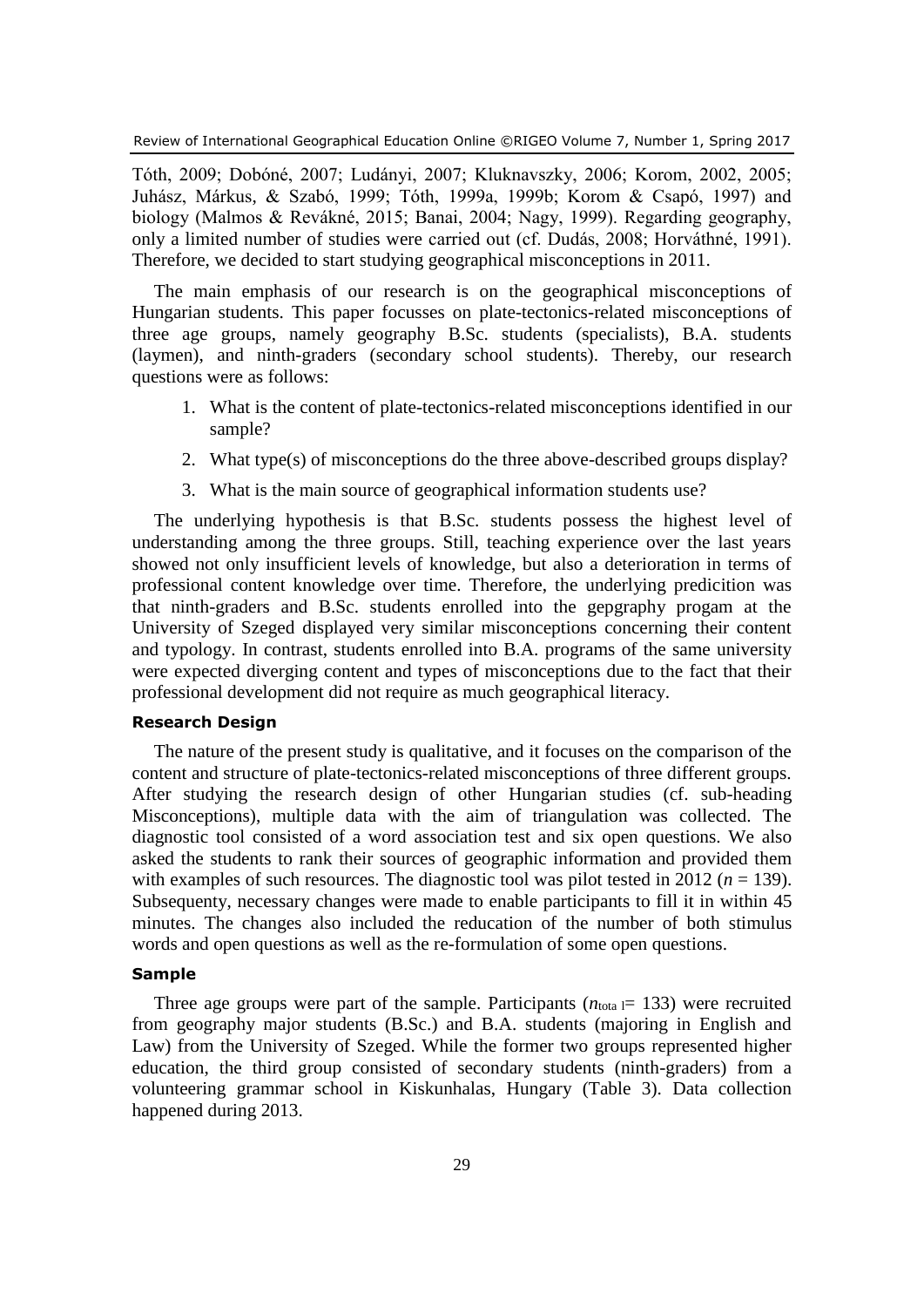Tóth, 2009; Dobóné, 2007; Ludányi, 2007; Kluknavszky, 2006; Korom, 2002, 2005; Juhász, Márkus, & Szabó, 1999; Tóth, 1999a, 1999b; Korom & Csapó, 1997) and biology (Malmos & Revákné, 2015; Banai, 2004; Nagy, 1999). Regarding geography, only a limited number of studies were carried out (cf. Dudás, 2008; Horváthné, 1991). Therefore, we decided to start studying geographical misconceptions in 2011.

The main emphasis of our research is on the geographical misconceptions of Hungarian students. This paper focusses on plate-tectonics-related misconceptions of three age groups, namely geography B.Sc. students (specialists), B.A. students (laymen), and ninth-graders (secondary school students). Thereby, our research questions were as follows:

1. What is the content of plate-tectonics-related misconceptions identified in our sample?
2. What type(s) of misconceptions do the three above-described groups display?
3. What is the main source of geographical information students use?

The underlying hypothesis is that B.Sc. students possess the highest level of understanding among the three groups. Still, teaching experience over the last years showed not only insufficient levels of knowledge, but also a deterioration in terms of professional content knowledge over time. Therefore, the underlying predicition was that ninth-graders and B.Sc. students enrolled into the gepgraphy progam at the University of Szeged displayed very similar misconceptions concerning their content and typology. In contrast, students enrolled into B.A. programs of the same university were expected diverging content and types of misconceptions due to the fact that their professional development did not require as much geographical literacy.

### Research Design

The nature of the present study is qualitative, and it focuses on the comparison of the content and structure of plate-tectonics-related misconceptions of three different groups. After studying the research design of other Hungarian studies (cf. sub-heading Misconceptions), multiple data with the aim of triangulation was collected. The diagnostic tool consisted of a word association test and six open questions. We also asked the students to rank their sources of geographic information and provided them with examples of such resources. The diagnostic tool was pilot tested in 2012 ($n$ = 139). Subsequenty, necessary changes were made to enable participants to fill it in within 45 minutes. The changes also included the reducation of the number of both stimulus words and open questions as well as the re-formulation of some open questions.

### Sample

Three age groups were part of the sample. Participants ($n_{total}$ = 133) were recruited from geography major students (B.Sc.) and B.A. students (majoring in English and Law) from the University of Szeged. While the former two groups represented higher education, the third group consisted of secondary students (ninth-graders) from a volunteering grammar school in Kiskunhalas, Hungary (Table 3). Data collection happened during 2013.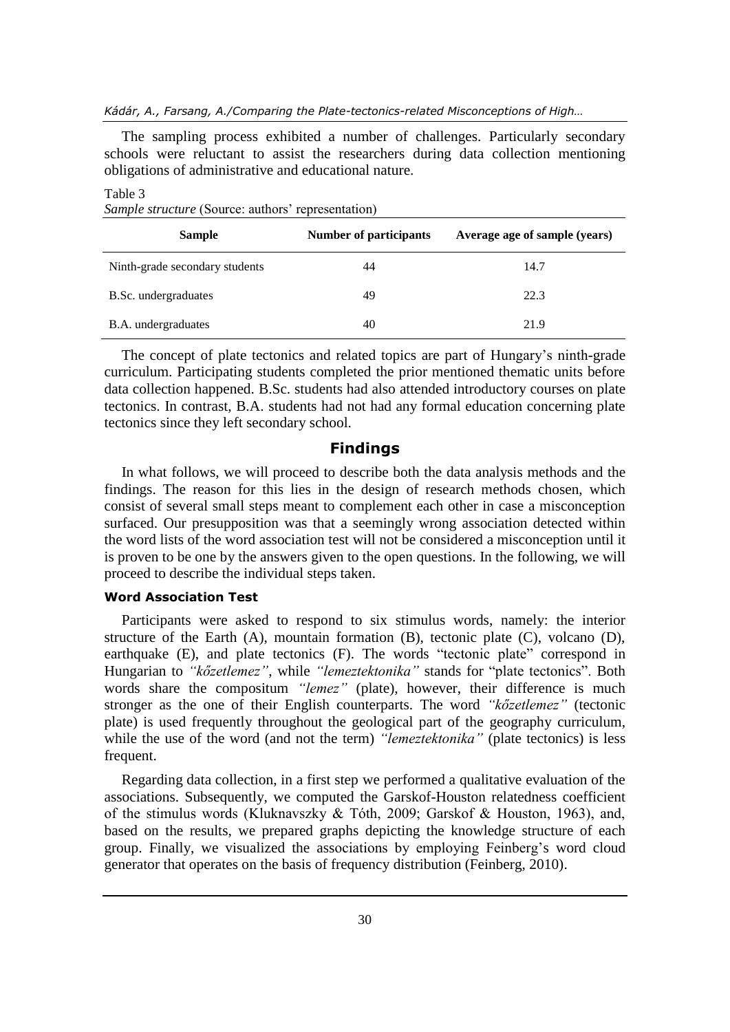The sampling process exhibited a number of challenges. Particularly secondary schools were reluctant to assist the researchers during data collection mentioning obligations of administrative and educational nature.

Table 3
*Sample structure* (Source: authors' representation)

| Sample | Number of participants | Average age of sample (years) |
|---|---|---|
| Ninth-grade secondary students | 44 | 14.7 |
| B.Sc. undergraduates | 49 | 22.3 |
| B.A. undergraduates | 40 | 21.9 |

The concept of plate tectonics and related topics are part of Hungary's ninth-grade curriculum. Participating students completed the prior mentioned thematic units before data collection happened. B.Sc. students had also attended introductory courses on plate tectonics. In contrast, B.A. students had not had any formal education concerning plate tectonics since they left secondary school.

## Findings

In what follows, we will proceed to describe both the data analysis methods and the findings. The reason for this lies in the design of research methods chosen, which consist of several small steps meant to complement each other in case a misconception surfaced. Our presupposition was that a seemingly wrong association detected within the word lists of the word association test will not be considered a misconception until it is proven to be one by the answers given to the open questions. In the following, we will proceed to describe the individual steps taken.

### Word Association Test

Participants were asked to respond to six stimulus words, namely: the interior structure of the Earth (A), mountain formation (B), tectonic plate (C), volcano (D), earthquake (E), and plate tectonics (F). The words "tectonic plate" correspond in Hungarian to *"kőzetlemez"*, while *"lemeztektonika"* stands for "plate tectonics". Both words share the compositum *"lemez"* (plate), however, their difference is much stronger as the one of their English counterparts. The word *"kőzetlemez"* (tectonic plate) is used frequently throughout the geological part of the geography curriculum, while the use of the word (and not the term) *"lemeztektonika"* (plate tectonics) is less frequent.

Regarding data collection, in a first step we performed a qualitative evaluation of the associations. Subsequently, we computed the Garskof-Houston relatedness coefficient of the stimulus words (Kluknavszky & Tóth, 2009; Garskof & Houston, 1963), and, based on the results, we prepared graphs depicting the knowledge structure of each group. Finally, we visualized the associations by employing Feinberg's word cloud generator that operates on the basis of frequency distribution (Feinberg, 2010).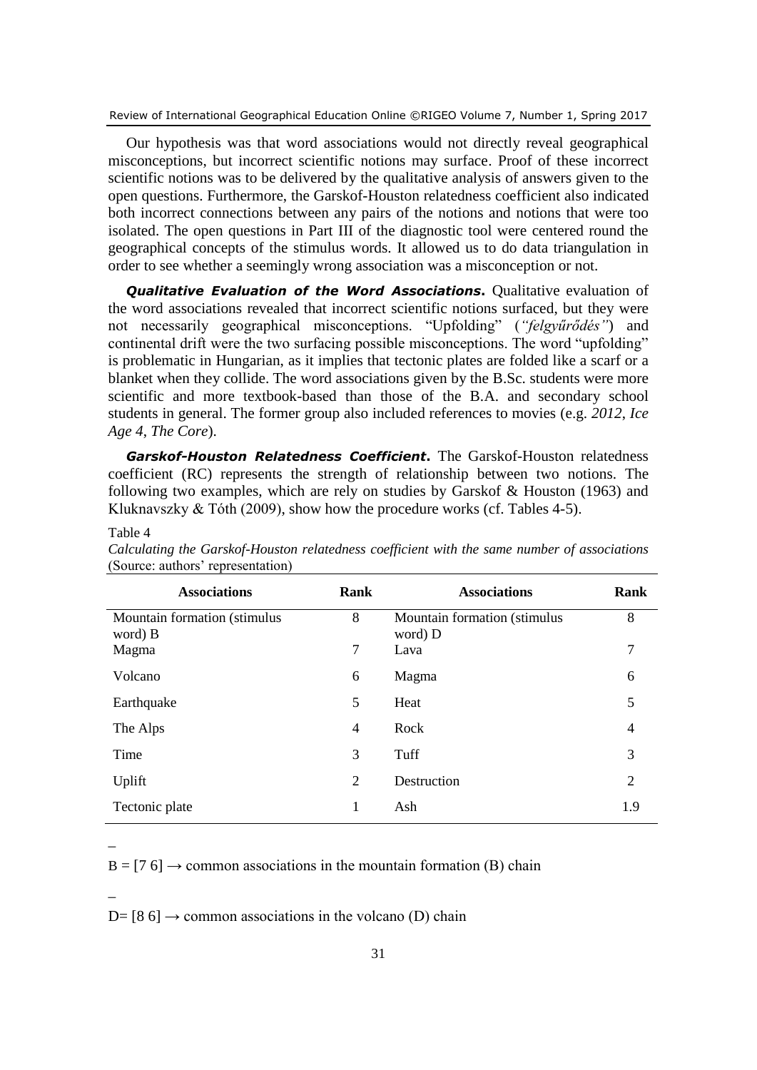Our hypothesis was that word associations would not directly reveal geographical misconceptions, but incorrect scientific notions may surface. Proof of these incorrect scientific notions was to be delivered by the qualitative analysis of answers given to the open questions. Furthermore, the Garskof-Houston relatedness coefficient also indicated both incorrect connections between any pairs of the notions and notions that were too isolated. The open questions in Part III of the diagnostic tool were centered round the geographical concepts of the stimulus words. It allowed us to do data triangulation in order to see whether a seemingly wrong association was a misconception or not.

***Qualitative Evaluation of the Word Associations*.** Qualitative evaluation of the word associations revealed that incorrect scientific notions surfaced, but they were not necessarily geographical misconceptions. "Upfolding" (*"felgyűrődés"*) and continental drift were the two surfacing possible misconceptions. The word "upfolding" is problematic in Hungarian, as it implies that tectonic plates are folded like a scarf or a blanket when they collide. The word associations given by the B.Sc. students were more scientific and more textbook-based than those of the B.A. and secondary school students in general. The former group also included references to movies (e.g. *2012*, *Ice Age 4*, *The Core*).

***Garskof-Houston Relatedness Coefficient*.** The Garskof-Houston relatedness coefficient (RC) represents the strength of relationship between two notions. The following two examples, which are rely on studies by Garskof & Houston (1963) and Kluknavszky & Tóth (2009), show how the procedure works (cf. Tables 4-5).

Table 4

*Calculating the Garskof-Houston relatedness coefficient with the same number of associations* (Source: authors' representation)

| Associations | Rank | Associations | Rank |
|---|---|---|---|
| Mountain formation (stimulus word) B | 8 | Mountain formation (stimulus word) D | 8 |
| Magma | 7 | Lava | 7 |
| Volcano | 6 | Magma | 6 |
| Earthquake | 5 | Heat | 5 |
| The Alps | 4 | Rock | 4 |
| Time | 3 | Tuff | 3 |
| Uplift | 2 | Destruction | 2 |
| Tectonic plate | 1 | Ash | 1.9 |

$\bar{B} = [7\ 6] \rightarrow$ common associations in the mountain formation (B) chain

$\bar{D} = [8\ 6] \rightarrow$ common associations in the volcano (D) chain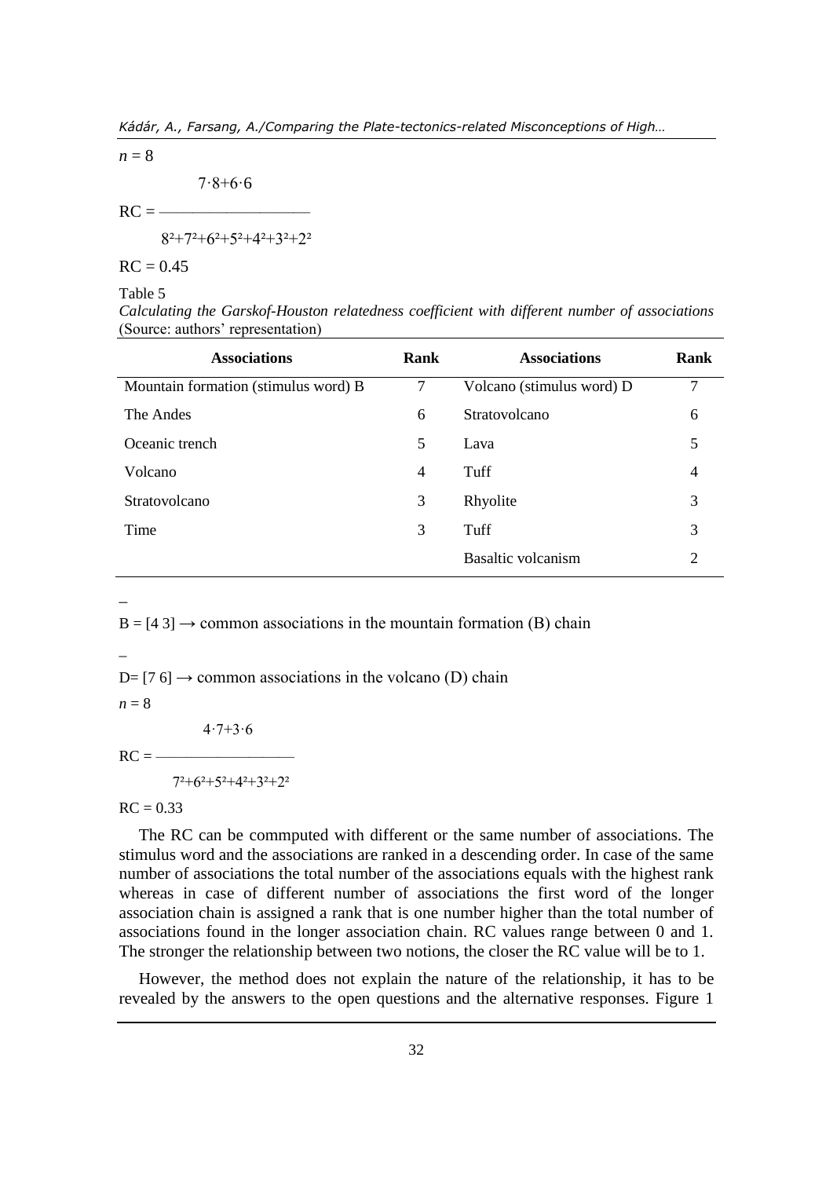$n = 8$

$$RC = \frac{7 \cdot 8 + 6 \cdot 6}{8^2 + 7^2 + 6^2 + 5^2 + 4^2 + 3^2 + 2^2}$$

$RC = 0.45$

Table 5

*Calculating the Garskof-Houston relatedness coefficient with different number of associations* (Source: authors' representation)

| Associations | Rank | Associations | Rank |
|---|---|---|---|
| Mountain formation (stimulus word) B | 7 | Volcano (stimulus word) D | 7 |
| The Andes | 6 | Stratovolcano | 6 |
| Oceanic trench | 5 | Lava | 5 |
| Volcano | 4 | Tuff | 4 |
| Stratovolcano | 3 | Rhyolite | 3 |
| Time | 3 | Tuff | 3 |
| | | Basaltic volcanism | 2 |

$\bar{B} = [4\ 3] \rightarrow$ common associations in the mountain formation (B) chain

$\bar{D} = [7\ 6] \rightarrow$ common associations in the volcano (D) chain

$n = 8$

$$RC = \frac{4 \cdot 7 + 3 \cdot 6}{7^2 + 6^2 + 5^2 + 4^2 + 3^2 + 2^2}$$

$RC = 0.33$

The RC can be commputed with different or the same number of associations. The stimulus word and the associations are ranked in a descending order. In case of the same number of associations the total number of the associations equals with the highest rank whereas in case of different number of associations the first word of the longer association chain is assigned a rank that is one number higher than the total number of associations found in the longer association chain. RC values range between 0 and 1. The stronger the relationship between two notions, the closer the RC value will be to 1.

However, the method does not explain the nature of the relationship, it has to be revealed by the answers to the open questions and the alternative responses. Figure 1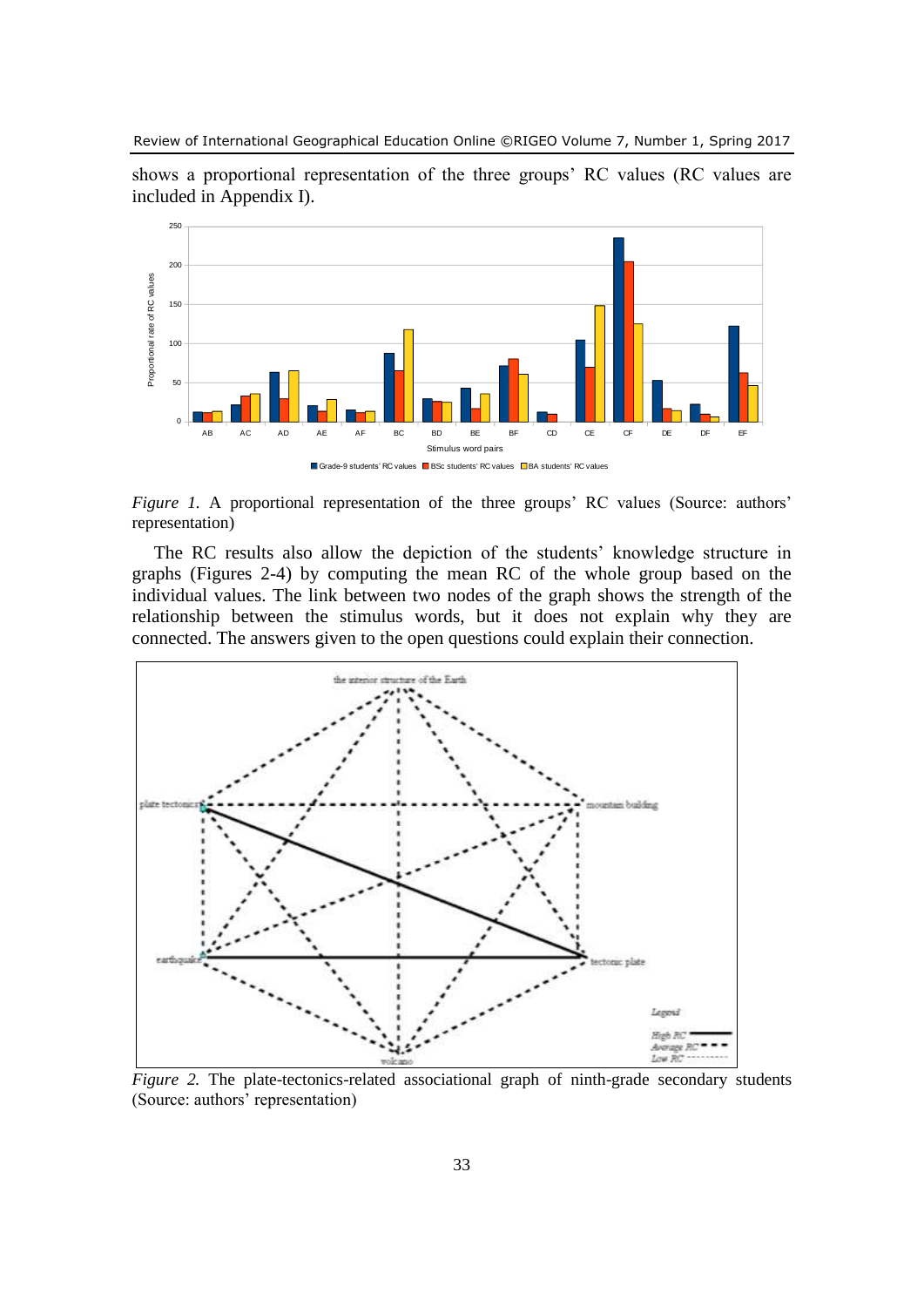shows a proportional representation of the three groups' RC values (RC values are included in Appendix I).

*Figure 1.* A proportional representation of the three groups' RC values (Source: authors' representation)

The RC results also allow the depiction of the students' knowledge structure in graphs (Figures 2-4) by computing the mean RC of the whole group based on the individual values. The link between two nodes of the graph shows the strength of the relationship between the stimulus words, but it does not explain why they are connected. The answers given to the open questions could explain their connection.

*Figure 2.* The plate-tectonics-related associational graph of ninth-grade secondary students (Source: authors' representation)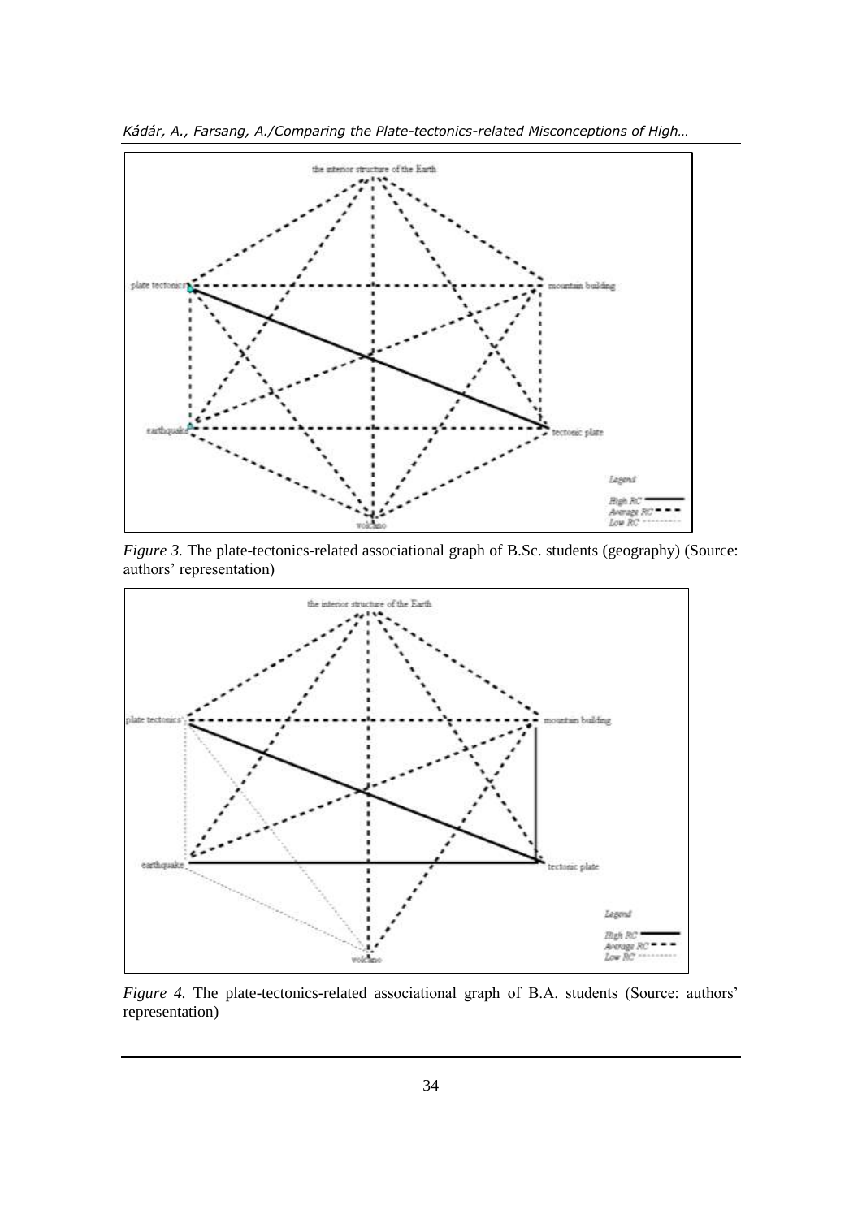*Figure 3.* The plate-tectonics-related associational graph of B.Sc. students (geography) (Source: authors' representation)

*Figure 4.* The plate-tectonics-related associational graph of B.A. students (Source: authors' representation)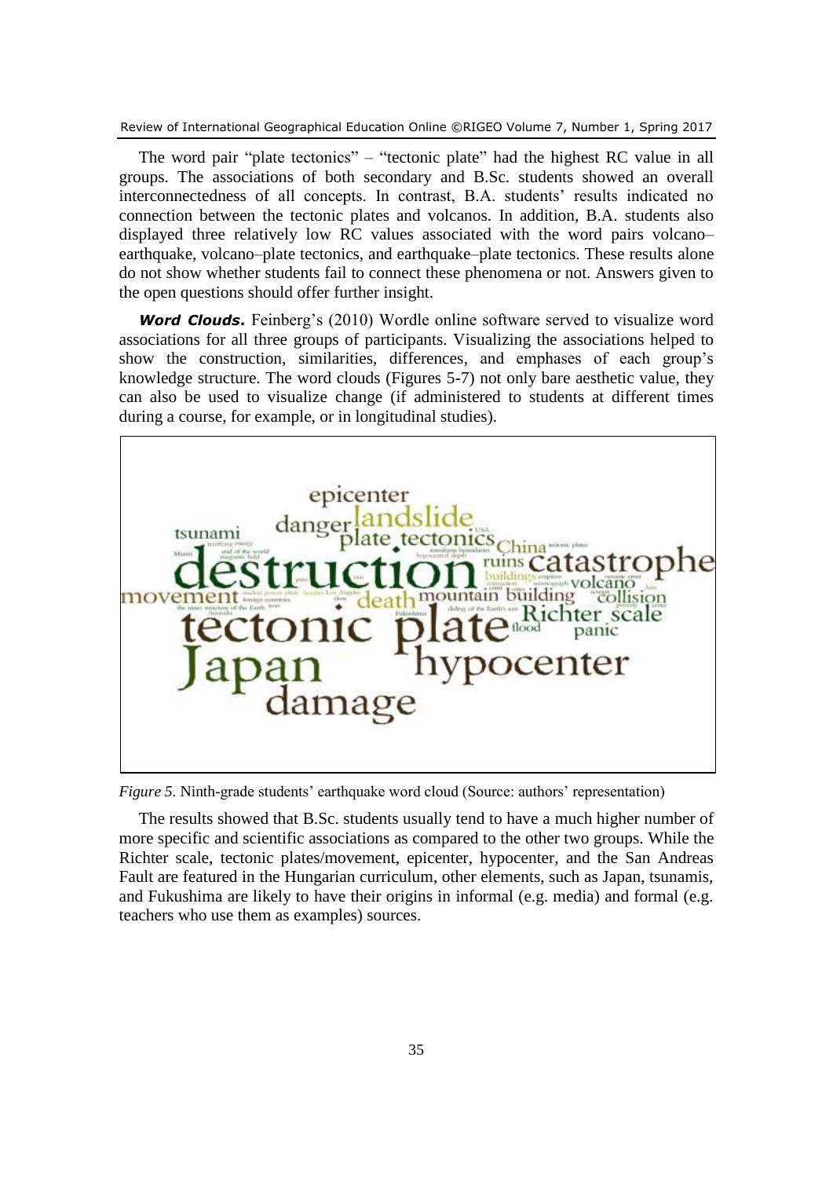The word pair "plate tectonics" – "tectonic plate" had the highest RC value in all groups. The associations of both secondary and B.Sc. students showed an overall interconnectedness of all concepts. In contrast, B.A. students' results indicated no connection between the tectonic plates and volcanos. In addition, B.A. students also displayed three relatively low RC values associated with the word pairs volcano–earthquake, volcano–plate tectonics, and earthquake–plate tectonics. These results alone do not show whether students fail to connect these phenomena or not. Answers given to the open questions should offer further insight.

***Word Clouds.*** Feinberg's (2010) Wordle online software served to visualize word associations for all three groups of participants. Visualizing the associations helped to show the construction, similarities, differences, and emphases of each group's knowledge structure. The word clouds (Figures 5-7) not only bare aesthetic value, they can also be used to visualize change (if administered to students at different times during a course, for example, or in longitudinal studies).

*Figure 5.* Ninth-grade students' earthquake word cloud (Source: authors' representation)

The results showed that B.Sc. students usually tend to have a much higher number of more specific and scientific associations as compared to the other two groups. While the Richter scale, tectonic plates/movement, epicenter, hypocenter, and the San Andreas Fault are featured in the Hungarian curriculum, other elements, such as Japan, tsunamis, and Fukushima are likely to have their origins in informal (e.g. media) and formal (e.g. teachers who use them as examples) sources.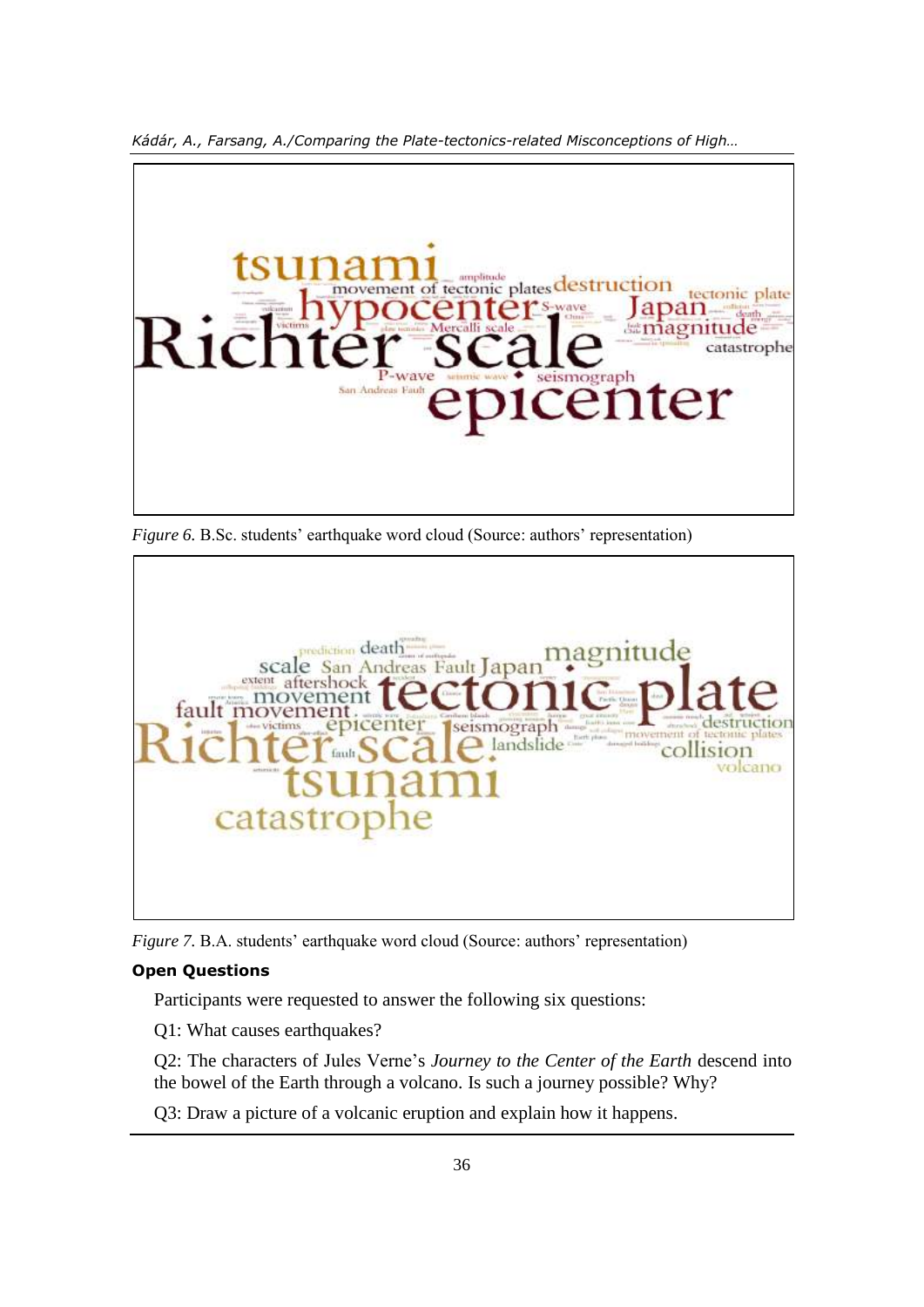*Figure 6.* B.Sc. students' earthquake word cloud (Source: authors' representation)

*Figure 7*. B.A. students' earthquake word cloud (Source: authors' representation)

**Open Questions**

Participants were requested to answer the following six questions:

Q1: What causes earthquakes?

Q2: The characters of Jules Verne's *Journey to the Center of the Earth* descend into the bowel of the Earth through a volcano. Is such a journey possible? Why?

Q3: Draw a picture of a volcanic eruption and explain how it happens.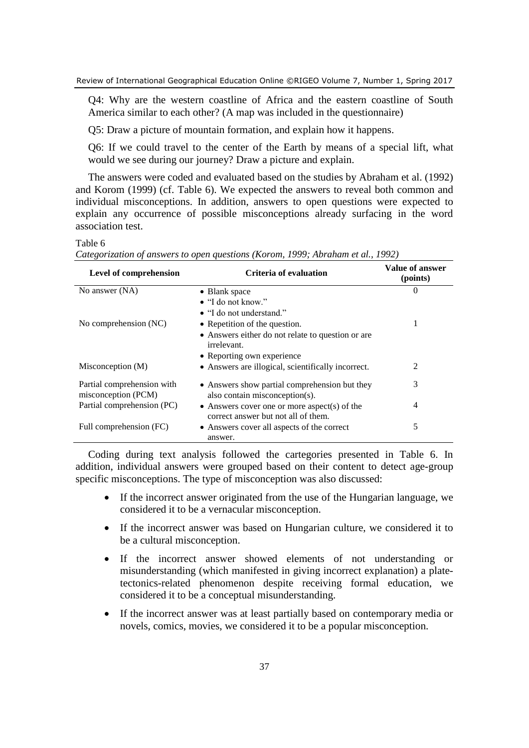Q4: Why are the western coastline of Africa and the eastern coastline of South America similar to each other? (A map was included in the questionnaire)

Q5: Draw a picture of mountain formation, and explain how it happens.

Q6: If we could travel to the center of the Earth by means of a special lift, what would we see during our journey? Draw a picture and explain.

The answers were coded and evaluated based on the studies by Abraham et al. (1992) and Korom (1999) (cf. Table 6). We expected the answers to reveal both common and individual misconceptions. In addition, answers to open questions were expected to explain any occurrence of possible misconceptions already surfacing in the word association test.

Table 6

*Categorization of answers to open questions (Korom, 1999; Abraham et al., 1992)*

| Level of comprehension | Criteria of evaluation | Value of answer (points) |
| --- | --- | --- |
| No answer (NA) | • Blank space<br>• "I do not know."<br>• "I do not understand." | 0 |
| No comprehension (NC) | • Repetition of the question.<br>• Answers either do not relate to question or are irrelevant.<br>• Reporting own experience | 1 |
| Misconception (M) | • Answers are illogical, scientifically incorrect. | 2 |
| Partial comprehension with misconception (PCM) | • Answers show partial comprehension but they also contain misconception(s). | 3 |
| Partial comprehension (PC) | • Answers cover one or more aspect(s) of the correct answer but not all of them. | 4 |
| Full comprehension (FC) | • Answers cover all aspects of the correct answer. | 5 |

Coding during text analysis followed the cartegories presented in Table 6. In addition, individual answers were grouped based on their content to detect age-group specific misconceptions. The type of misconception was also discussed:

- If the incorrect answer originated from the use of the Hungarian language, we considered it to be a vernacular misconception.
- If the incorrect answer was based on Hungarian culture, we considered it to be a cultural misconception.
- If the incorrect answer showed elements of not understanding or misunderstanding (which manifested in giving incorrect explanation) a plate-tectonics-related phenomenon despite receiving formal education, we considered it to be a conceptual misunderstanding.
- If the incorrect answer was at least partially based on contemporary media or novels, comics, movies, we considered it to be a popular misconception.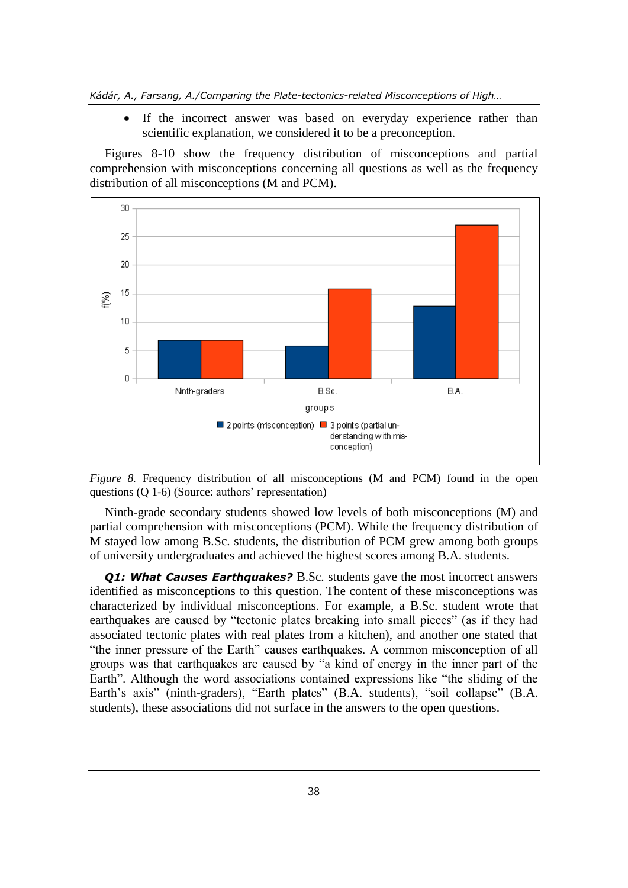- If the incorrect answer was based on everyday experience rather than scientific explanation, we considered it to be a preconception.

Figures 8-10 show the frequency distribution of misconceptions and partial comprehension with misconceptions concerning all questions as well as the frequency distribution of all misconceptions (M and PCM).

*Figure 8.* Frequency distribution of all misconceptions (M and PCM) found in the open questions (Q 1-6) (Source: authors' representation)

Ninth-grade secondary students showed low levels of both misconceptions (M) and partial comprehension with misconceptions (PCM). While the frequency distribution of M stayed low among B.Sc. students, the distribution of PCM grew among both groups of university undergraduates and achieved the highest scores among B.A. students.

***Q1: What Causes Earthquakes?*** B.Sc. students gave the most incorrect answers identified as misconceptions to this question. The content of these misconceptions was characterized by individual misconceptions. For example, a B.Sc. student wrote that earthquakes are caused by "tectonic plates breaking into small pieces" (as if they had associated tectonic plates with real plates from a kitchen), and another one stated that "the inner pressure of the Earth" causes earthquakes. A common misconception of all groups was that earthquakes are caused by "a kind of energy in the inner part of the Earth". Although the word associations contained expressions like "the sliding of the Earth's axis" (ninth-graders), "Earth plates" (B.A. students), "soil collapse" (B.A. students), these associations did not surface in the answers to the open questions.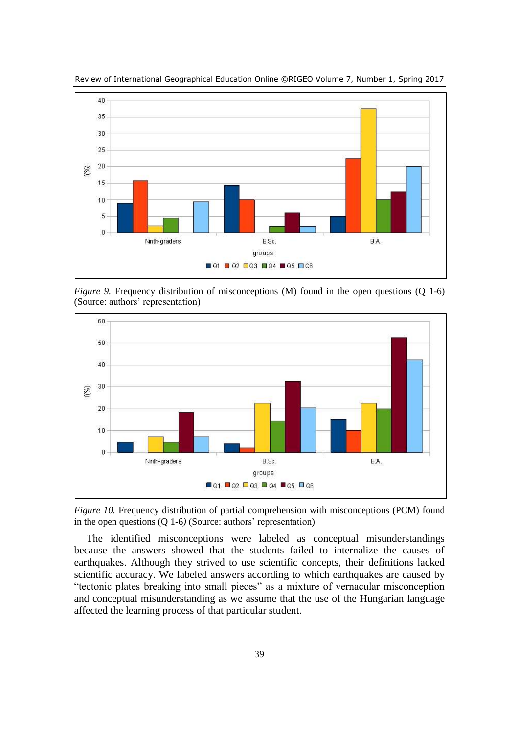*Figure 9.* Frequency distribution of misconceptions (M) found in the open questions (Q 1-6) (Source: authors' representation)

*Figure 10.* Frequency distribution of partial comprehension with misconceptions (PCM) found in the open questions (Q 1-6*)* (Source: authors' representation)

The identified misconceptions were labeled as conceptual misunderstandings because the answers showed that the students failed to internalize the causes of earthquakes. Although they strived to use scientific concepts, their definitions lacked scientific accuracy. We labeled answers according to which earthquakes are caused by "tectonic plates breaking into small pieces" as a mixture of vernacular misconception and conceptual misunderstanding as we assume that the use of the Hungarian language affected the learning process of that particular student.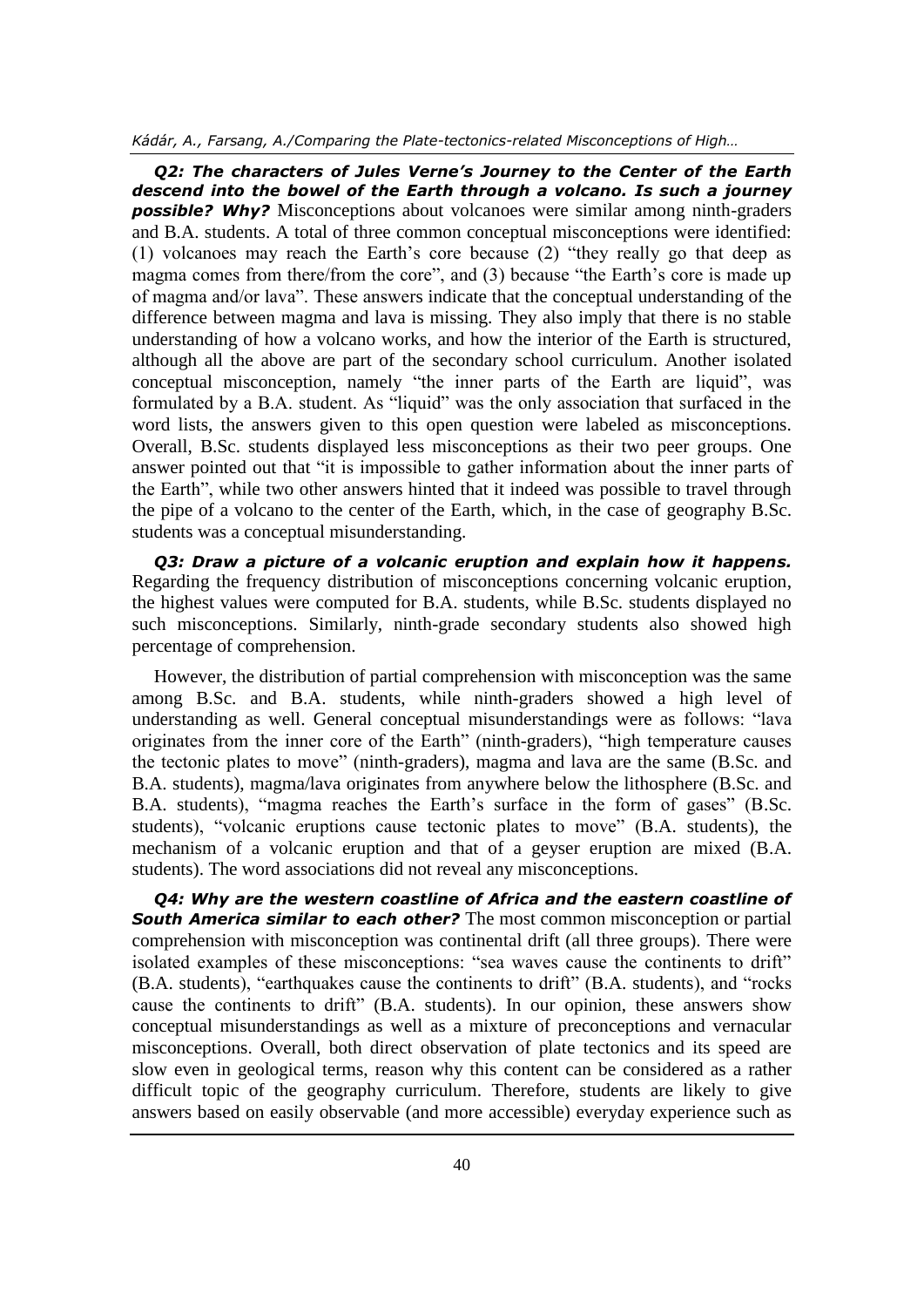***Q2: The characters of Jules Verne's Journey to the Center of the Earth descend into the bowel of the Earth through a volcano. Is such a journey possible? Why?*** Misconceptions about volcanoes were similar among ninth-graders and B.A. students. A total of three common conceptual misconceptions were identified: (1) volcanoes may reach the Earth's core because (2) "they really go that deep as magma comes from there/from the core", and (3) because "the Earth's core is made up of magma and/or lava". These answers indicate that the conceptual understanding of the difference between magma and lava is missing. They also imply that there is no stable understanding of how a volcano works, and how the interior of the Earth is structured, although all the above are part of the secondary school curriculum. Another isolated conceptual misconception, namely "the inner parts of the Earth are liquid", was formulated by a B.A. student. As "liquid" was the only association that surfaced in the word lists, the answers given to this open question were labeled as misconceptions. Overall, B.Sc. students displayed less misconceptions as their two peer groups. One answer pointed out that "it is impossible to gather information about the inner parts of the Earth", while two other answers hinted that it indeed was possible to travel through the pipe of a volcano to the center of the Earth, which, in the case of geography B.Sc. students was a conceptual misunderstanding.

***Q3: Draw a picture of a volcanic eruption and explain how it happens.*** Regarding the frequency distribution of misconceptions concerning volcanic eruption, the highest values were computed for B.A. students, while B.Sc. students displayed no such misconceptions. Similarly, ninth-grade secondary students also showed high percentage of comprehension.

However, the distribution of partial comprehension with misconception was the same among B.Sc. and B.A. students, while ninth-graders showed a high level of understanding as well. General conceptual misunderstandings were as follows: "lava originates from the inner core of the Earth" (ninth-graders), "high temperature causes the tectonic plates to move" (ninth-graders), magma and lava are the same (B.Sc. and B.A. students), magma/lava originates from anywhere below the lithosphere (B.Sc. and B.A. students), "magma reaches the Earth's surface in the form of gases" (B.Sc. students), "volcanic eruptions cause tectonic plates to move" (B.A. students), the mechanism of a volcanic eruption and that of a geyser eruption are mixed (B.A. students). The word associations did not reveal any misconceptions.

***Q4: Why are the western coastline of Africa and the eastern coastline of South America similar to each other?*** The most common misconception or partial comprehension with misconception was continental drift (all three groups). There were isolated examples of these misconceptions: "sea waves cause the continents to drift" (B.A. students), "earthquakes cause the continents to drift" (B.A. students), and "rocks cause the continents to drift" (B.A. students). In our opinion, these answers show conceptual misunderstandings as well as a mixture of preconceptions and vernacular misconceptions. Overall, both direct observation of plate tectonics and its speed are slow even in geological terms, reason why this content can be considered as a rather difficult topic of the geography curriculum. Therefore, students are likely to give answers based on easily observable (and more accessible) everyday experience such as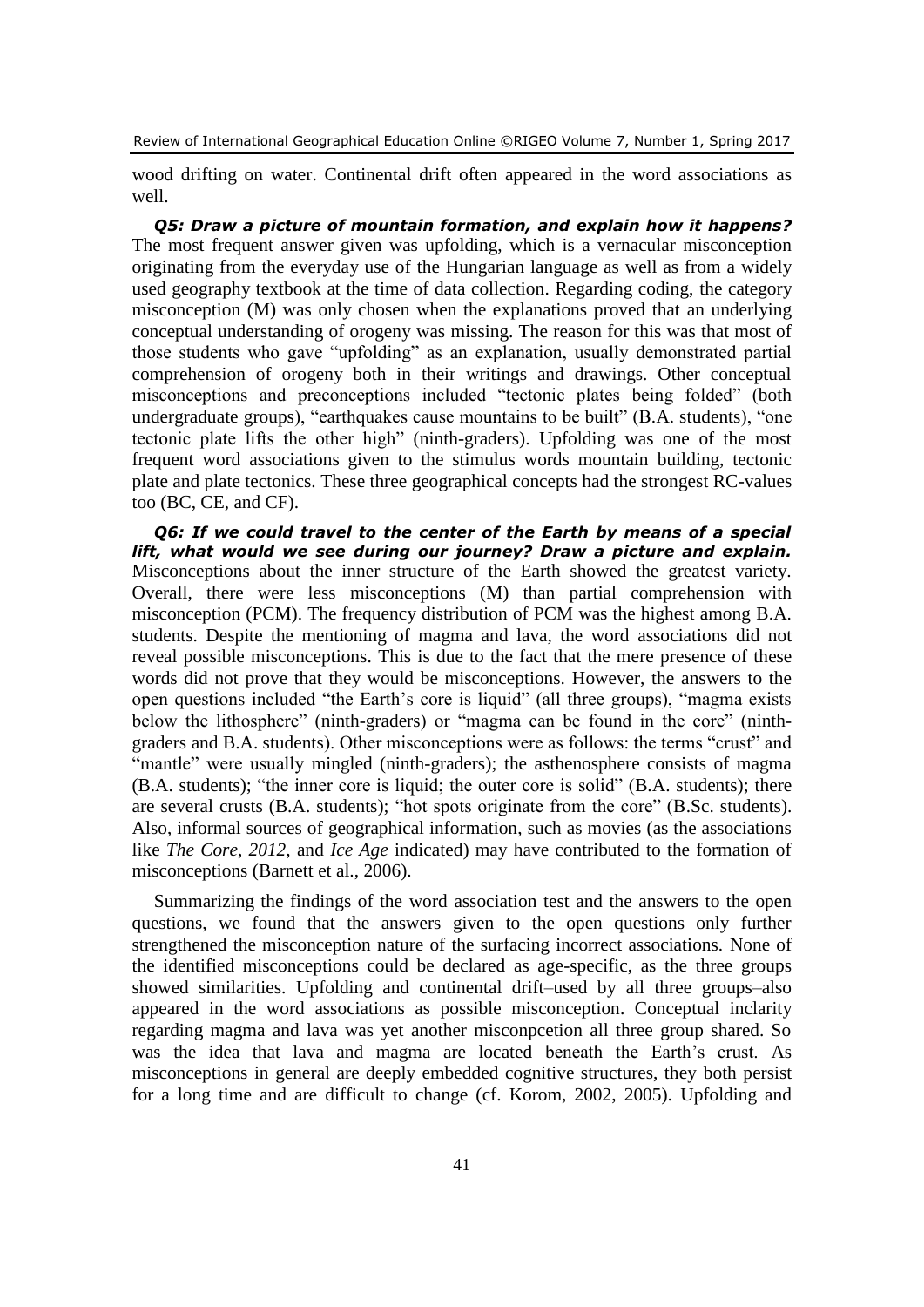wood drifting on water. Continental drift often appeared in the word associations as well.

***Q5: Draw a picture of mountain formation, and explain how it happens?*** The most frequent answer given was upfolding, which is a vernacular misconception originating from the everyday use of the Hungarian language as well as from a widely used geography textbook at the time of data collection. Regarding coding, the category misconception (M) was only chosen when the explanations proved that an underlying conceptual understanding of orogeny was missing. The reason for this was that most of those students who gave "upfolding" as an explanation, usually demonstrated partial comprehension of orogeny both in their writings and drawings. Other conceptual misconceptions and preconceptions included "tectonic plates being folded" (both undergraduate groups), "earthquakes cause mountains to be built" (B.A. students), "one tectonic plate lifts the other high" (ninth-graders). Upfolding was one of the most frequent word associations given to the stimulus words mountain building, tectonic plate and plate tectonics. These three geographical concepts had the strongest RC-values too (BC, CE, and CF).

***Q6: If we could travel to the center of the Earth by means of a special lift, what would we see during our journey? Draw a picture and explain.*** Misconceptions about the inner structure of the Earth showed the greatest variety. Overall, there were less misconceptions (M) than partial comprehension with misconception (PCM). The frequency distribution of PCM was the highest among B.A. students. Despite the mentioning of magma and lava, the word associations did not reveal possible misconceptions. This is due to the fact that the mere presence of these words did not prove that they would be misconceptions. However, the answers to the open questions included "the Earth's core is liquid" (all three groups), "magma exists below the lithosphere" (ninth-graders) or "magma can be found in the core" (ninth-graders and B.A. students). Other misconceptions were as follows: the terms "crust" and "mantle" were usually mingled (ninth-graders); the asthenosphere consists of magma (B.A. students); "the inner core is liquid; the outer core is solid" (B.A. students); there are several crusts (B.A. students); "hot spots originate from the core" (B.Sc. students). Also, informal sources of geographical information, such as movies (as the associations like *The Core*, *2012*, and *Ice Age* indicated) may have contributed to the formation of misconceptions (Barnett et al., 2006).

Summarizing the findings of the word association test and the answers to the open questions, we found that the answers given to the open questions only further strengthened the misconception nature of the surfacing incorrect associations. None of the identified misconceptions could be declared as age-specific, as the three groups showed similarities. Upfolding and continental drift–used by all three groups–also appeared in the word associations as possible misconception. Conceptual inclarity regarding magma and lava was yet another misconpcetion all three group shared. So was the idea that lava and magma are located beneath the Earth's crust. As misconceptions in general are deeply embedded cognitive structures, they both persist for a long time and are difficult to change (cf. Korom, 2002, 2005). Upfolding and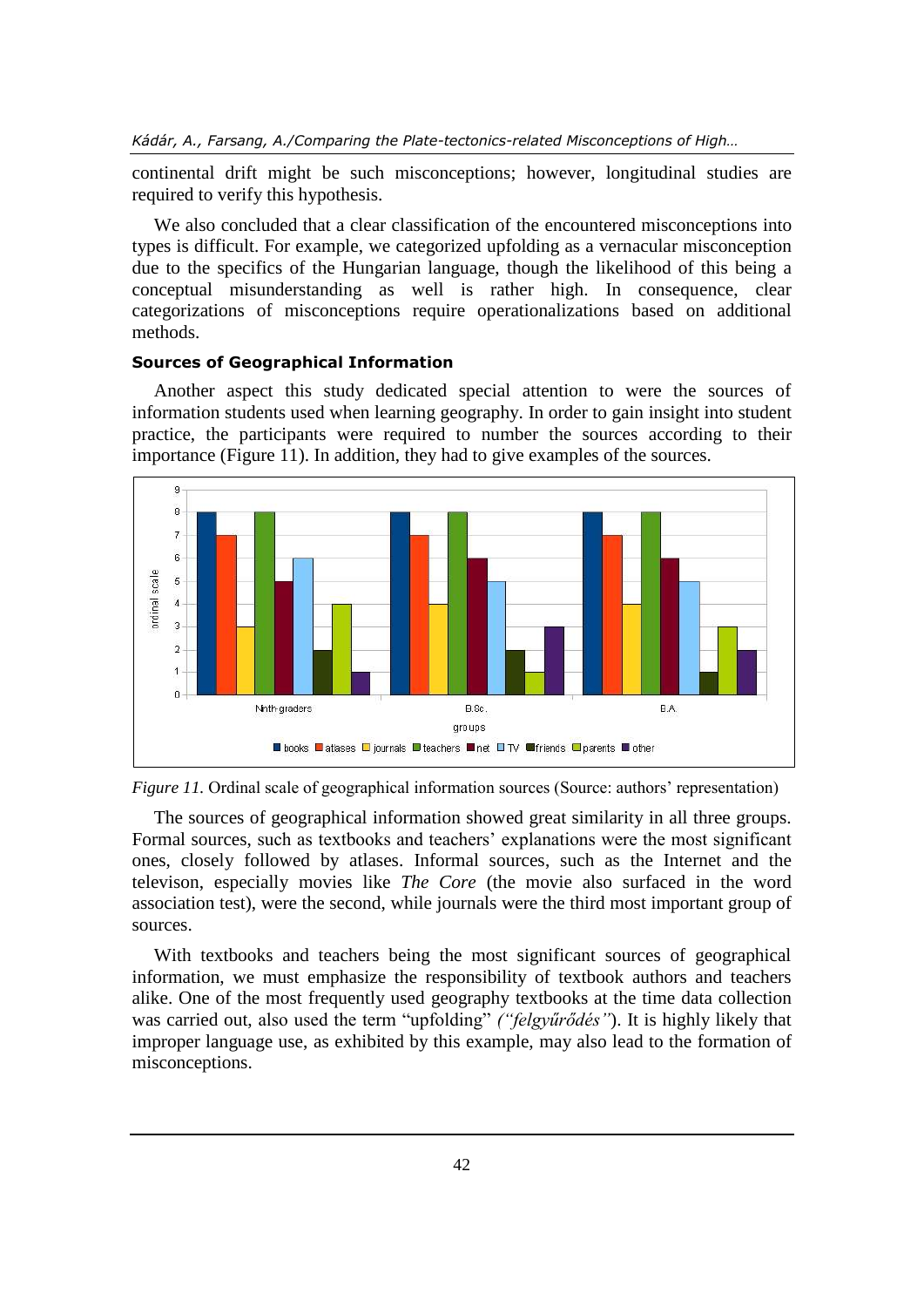continental drift might be such misconceptions; however, longitudinal studies are required to verify this hypothesis.

We also concluded that a clear classification of the encountered misconceptions into types is difficult. For example, we categorized upfolding as a vernacular misconception due to the specifics of the Hungarian language, though the likelihood of this being a conceptual misunderstanding as well is rather high. In consequence, clear categorizations of misconceptions require operationalizations based on additional methods.

### Sources of Geographical Information

Another aspect this study dedicated special attention to were the sources of information students used when learning geography. In order to gain insight into student practice, the participants were required to number the sources according to their importance (Figure 11). In addition, they had to give examples of the sources.

*Figure 11.* Ordinal scale of geographical information sources (Source: authors' representation)

The sources of geographical information showed great similarity in all three groups. Formal sources, such as textbooks and teachers' explanations were the most significant ones, closely followed by atlases. Informal sources, such as the Internet and the televison, especially movies like *The Core* (the movie also surfaced in the word association test), were the second, while journals were the third most important group of sources.

With textbooks and teachers being the most significant sources of geographical information, we must emphasize the responsibility of textbook authors and teachers alike. One of the most frequently used geography textbooks at the time data collection was carried out, also used the term "upfolding" *("felgyűrődés")*. It is highly likely that improper language use, as exhibited by this example, may also lead to the formation of misconceptions.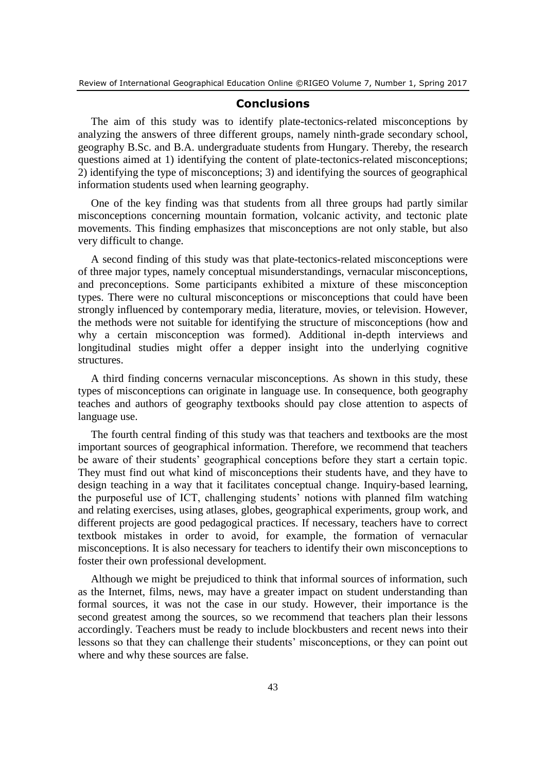## Conclusions

The aim of this study was to identify plate-tectonics-related misconceptions by analyzing the answers of three different groups, namely ninth-grade secondary school, geography B.Sc. and B.A. undergraduate students from Hungary. Thereby, the research questions aimed at 1) identifying the content of plate-tectonics-related misconceptions; 2) identifying the type of misconceptions; 3) and identifying the sources of geographical information students used when learning geography.

One of the key finding was that students from all three groups had partly similar misconceptions concerning mountain formation, volcanic activity, and tectonic plate movements. This finding emphasizes that misconceptions are not only stable, but also very difficult to change.

A second finding of this study was that plate-tectonics-related misconceptions were of three major types, namely conceptual misunderstandings, vernacular misconceptions, and preconceptions. Some participants exhibited a mixture of these misconception types. There were no cultural misconceptions or misconceptions that could have been strongly influenced by contemporary media, literature, movies, or television. However, the methods were not suitable for identifying the structure of misconceptions (how and why a certain misconception was formed). Additional in-depth interviews and longitudinal studies might offer a depper insight into the underlying cognitive structures.

A third finding concerns vernacular misconceptions. As shown in this study, these types of misconceptions can originate in language use. In consequence, both geography teaches and authors of geography textbooks should pay close attention to aspects of language use.

The fourth central finding of this study was that teachers and textbooks are the most important sources of geographical information. Therefore, we recommend that teachers be aware of their students' geographical conceptions before they start a certain topic. They must find out what kind of misconceptions their students have, and they have to design teaching in a way that it facilitates conceptual change. Inquiry-based learning, the purposeful use of ICT, challenging students' notions with planned film watching and relating exercises, using atlases, globes, geographical experiments, group work, and different projects are good pedagogical practices. If necessary, teachers have to correct textbook mistakes in order to avoid, for example, the formation of vernacular misconceptions. It is also necessary for teachers to identify their own misconceptions to foster their own professional development.

Although we might be prejudiced to think that informal sources of information, such as the Internet, films, news, may have a greater impact on student understanding than formal sources, it was not the case in our study. However, their importance is the second greatest among the sources, so we recommend that teachers plan their lessons accordingly. Teachers must be ready to include blockbusters and recent news into their lessons so that they can challenge their students' misconceptions, or they can point out where and why these sources are false.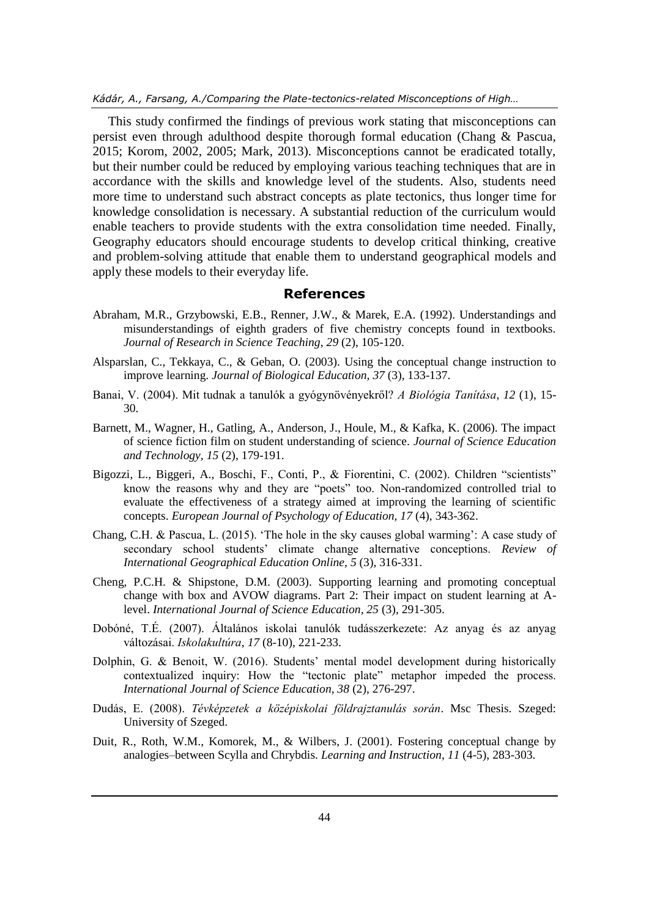This study confirmed the findings of previous work stating that misconceptions can persist even through adulthood despite thorough formal education (Chang & Pascua, 2015; Korom, 2002, 2005; Mark, 2013). Misconceptions cannot be eradicated totally, but their number could be reduced by employing various teaching techniques that are in accordance with the skills and knowledge level of the students. Also, students need more time to understand such abstract concepts as plate tectonics, thus longer time for knowledge consolidation is necessary. A substantial reduction of the curriculum would enable teachers to provide students with the extra consolidation time needed. Finally, Geography educators should encourage students to develop critical thinking, creative and problem-solving attitude that enable them to understand geographical models and apply these models to their everyday life.

## References

Abraham, M.R., Grzybowski, E.B., Renner, J.W., & Marek, E.A. (1992). Understandings and misunderstandings of eighth graders of five chemistry concepts found in textbooks. *Journal of Research in Science Teaching*, *29* (2), 105-120.

Alsparslan, C., Tekkaya, C., & Geban, O. (2003). Using the conceptual change instruction to improve learning. *Journal of Biological Education, 37* (3), 133-137.

Banai, V. (2004). Mit tudnak a tanulók a gyógynövényekről? *A Biológia Tanítása*, *12* (1), 15-30.

Barnett, M., Wagner, H., Gatling, A., Anderson, J., Houle, M., & Kafka, K. (2006). The impact of science fiction film on student understanding of science. *Journal of Science Education and Technology*, *15* (2), 179-191.

Bigozzi, L., Biggeri, A., Boschi, F., Conti, P., & Fiorentini, C. (2002). Children "scientists" know the reasons why and they are "poets" too. Non-randomized controlled trial to evaluate the effectiveness of a strategy aimed at improving the learning of scientific concepts. *European Journal of Psychology of Education, 17* (4), 343-362.

Chang, C.H. & Pascua, L. (2015). 'The hole in the sky causes global warming': A case study of secondary school students' climate change alternative conceptions. *Review of International Geographical Education Online, 5* (3), 316-331.

Cheng, P.C.H. & Shipstone, D.M. (2003). Supporting learning and promoting conceptual change with box and AVOW diagrams. Part 2: Their impact on student learning at A-level. *International Journal of Science Education, 25* (3), 291-305.

Dobóné, T.É. (2007). Általános iskolai tanulók tudásszerkezete: Az anyag és az anyag változásai. *Iskolakultúra*, *17* (8-10), 221-233.

Dolphin, G. & Benoit, W. (2016). Students' mental model development during historically contextualized inquiry: How the "tectonic plate" metaphor impeded the process. *International Journal of Science Education*, *38* (2), 276-297.

Dudás, E. (2008). *Tévképzetek a középiskolai földrajztanulás során*. Msc Thesis. Szeged: University of Szeged.

Duit, R., Roth, W.M., Komorek, M., & Wilbers, J. (2001). Fostering conceptual change by analogies–between Scylla and Chrybdis. *Learning and Instruction*, *11* (4-5), 283-303.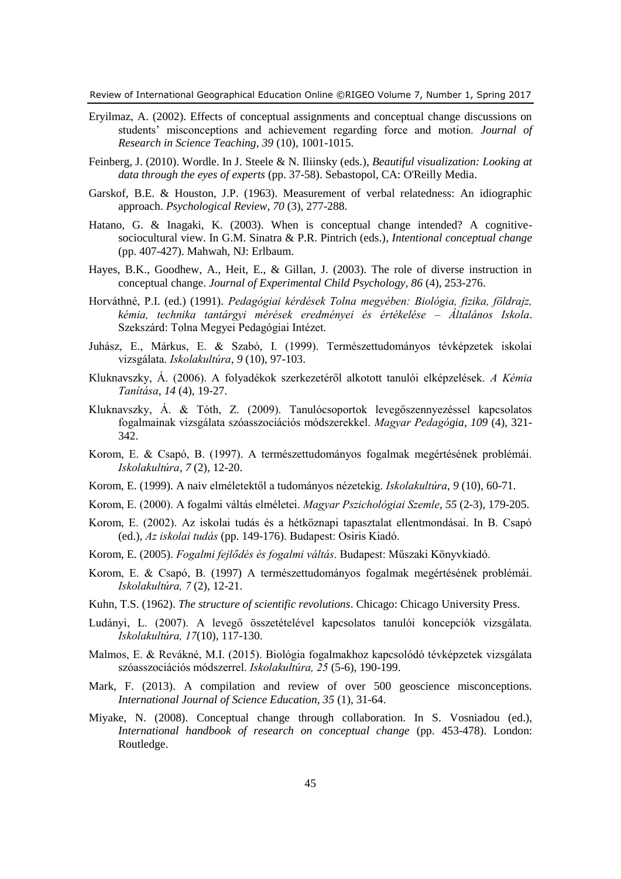Eryilmaz, A. (2002). Effects of conceptual assignments and conceptual change discussions on students' misconceptions and achievement regarding force and motion. *Journal of Research in Science Teaching*, *39* (10), 1001-1015.

Feinberg, J. (2010). Wordle. In J. Steele & N. Iliinsky (eds.), *Beautiful visualization: Looking at data through the eyes of experts* (pp. 37-58). Sebastopol, CA: O'Reilly Media.

Garskof, B.E. & Houston, J.P. (1963). Measurement of verbal relatedness: An idiographic approach. *Psychological Review*, *70* (3), 277-288.

Hatano, G. & Inagaki, K. (2003). When is conceptual change intended? A cognitive-sociocultural view. In G.M. Sinatra & P.R. Pintrich (eds.), *Intentional conceptual change* (pp. 407-427). Mahwah, NJ: Erlbaum.

Hayes, B.K., Goodhew, A., Heit, E., & Gillan, J. (2003). The role of diverse instruction in conceptual change. *Journal of Experimental Child Psychology, 86* (4), 253-276.

Horváthné, P.I. (ed.) (1991). *Pedagógiai kérdések Tolna megyében: Biológia, fizika, földrajz, kémia, technika tantárgyi mérések eredményei és értékelése – Általános Iskola*. Szekszárd: Tolna Megyei Pedagógiai Intézet.

Juhász, E., Márkus, E. & Szabó, I. (1999). Természettudományos tévképzetek iskolai vizsgálata. *Iskolakultúra*, *9* (10), 97-103.

Kluknavszky, Á. (2006). A folyadékok szerkezetéről alkotott tanulói elképzelések. *A Kémia Tanítása*, *14* (4), 19-27.

Kluknavszky, Á. & Tóth, Z. (2009). Tanulócsoportok levegőszennyezéssel kapcsolatos fogalmainak vizsgálata szóasszociációs módszerekkel. *Magyar Pedagógia*, *109* (4), 321-342.

Korom, E. & Csapó, B. (1997). A természettudományos fogalmak megértésének problémái. *Iskolakultúra*, *7* (2), 12-20.

Korom, E. (1999). A naiv elméletektől a tudományos nézetekig. *Iskolakultúra*, *9* (10), 60-71.

Korom, E. (2000). A fogalmi váltás elméletei. *Magyar Pszichológiai Szemle*, *55* (2-3), 179-205.

Korom, E. (2002). Az iskolai tudás és a hétköznapi tapasztalat ellentmondásai. In B. Csapó (ed.), *Az iskolai tudás* (pp. 149-176). Budapest: Osiris Kiadó.

Korom, E. (2005). *Fogalmi fejlődés és fogalmi váltás*. Budapest: Műszaki Könyvkiadó.

Korom, E. & Csapó, B. (1997) A természettudományos fogalmak megértésének problémái. *Iskolakultúra, 7* (2), 12-21.

Kuhn, T.S. (1962). *The structure of scientific revolutions*. Chicago: Chicago University Press.

Ludányi, L. (2007). A levegő összetételével kapcsolatos tanulói koncepciók vizsgálata. *Iskolakultúra, 17*(10), 117-130.

Malmos, E. & Revákné, M.I. (2015). Biológia fogalmakhoz kapcsolódó tévképzetek vizsgálata szóasszociációs módszerrel. *Iskolakultúra, 25* (5-6), 190-199.

Mark, F. (2013). A compilation and review of over 500 geoscience misconceptions. *International Journal of Science Education*, *35* (1), 31-64.

Miyake, N. (2008). Conceptual change through collaboration. In S. Vosniadou (ed.), *International handbook of research on conceptual change* (pp. 453-478). London: Routledge.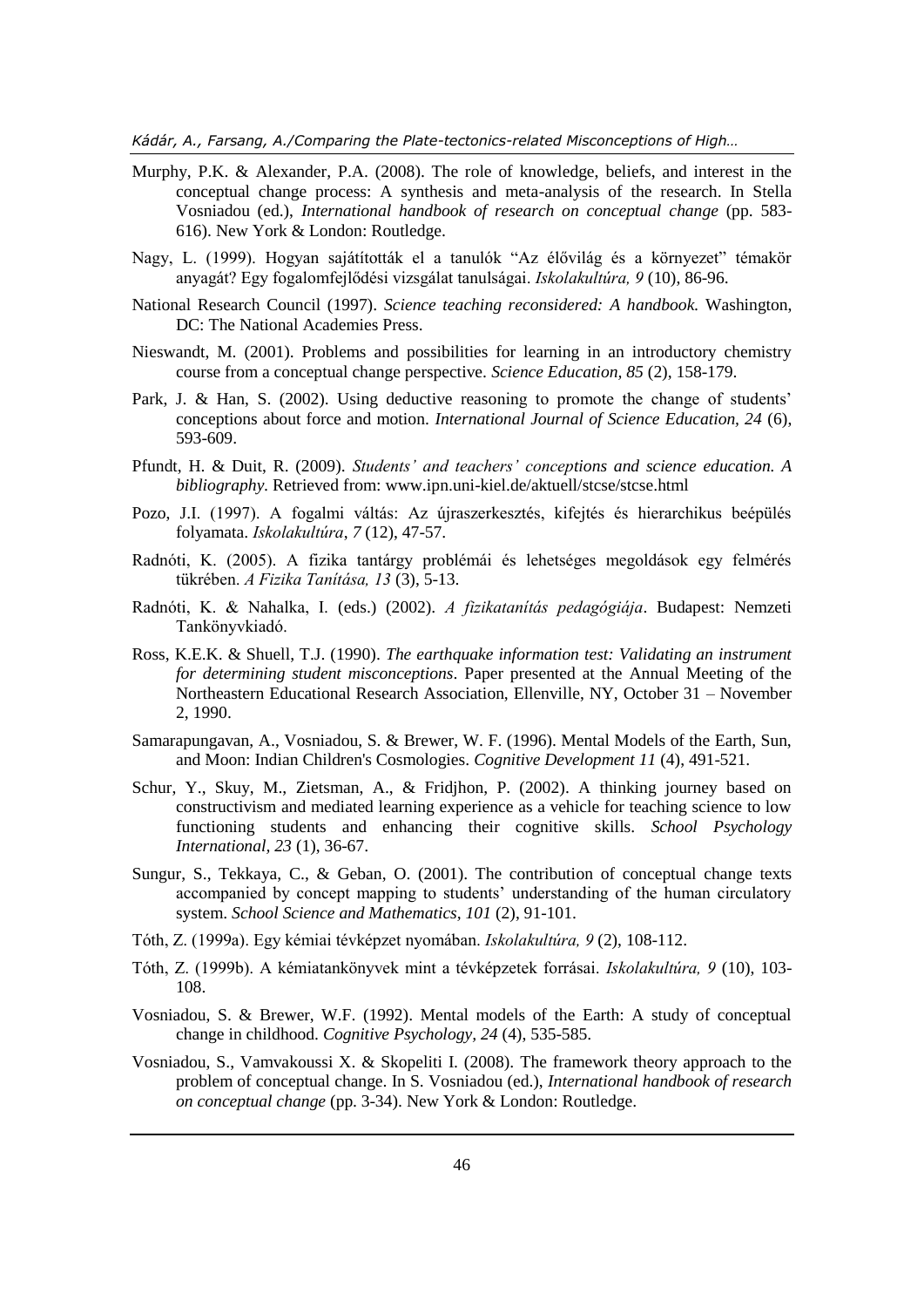Murphy, P.K. & Alexander, P.A. (2008). The role of knowledge, beliefs, and interest in the conceptual change process: A synthesis and meta-analysis of the research. In Stella Vosniadou (ed.), *International handbook of research on conceptual change* (pp. 583-616). New York & London: Routledge.

Nagy, L. (1999). Hogyan sajátították el a tanulók "Az élővilág és a környezet" témakör anyagát? Egy fogalomfejlődési vizsgálat tanulságai. *Iskolakultúra, 9* (10), 86-96.

National Research Council (1997). *Science teaching reconsidered: A handbook.* Washington, DC: The National Academies Press.

Nieswandt, M. (2001). Problems and possibilities for learning in an introductory chemistry course from a conceptual change perspective. *Science Education, 85* (2), 158-179.

Park, J. & Han, S. (2002). Using deductive reasoning to promote the change of students' conceptions about force and motion. *International Journal of Science Education, 24* (6), 593-609.

Pfundt, H. & Duit, R. (2009). *Students' and teachers' conceptions and science education. A bibliography.* Retrieved from: www.ipn.uni-kiel.de/aktuell/stcse/stcse.html

Pozo, J.I. (1997). A fogalmi váltás: Az újraszerkesztés, kifejtés és hierarchikus beépülés folyamata. *Iskolakultúra*, *7* (12), 47-57.

Radnóti, K. (2005). A fizika tantárgy problémái és lehetséges megoldások egy felmérés tükrében. *A Fizika Tanítása, 13* (3), 5-13.

Radnóti, K. & Nahalka, I. (eds.) (2002). *A fizikatanítás pedagógiája*. Budapest: Nemzeti Tankönyvkiadó.

Ross, K.E.K. & Shuell, T.J. (1990). *The earthquake information test: Validating an instrument for determining student misconceptions*. Paper presented at the Annual Meeting of the Northeastern Educational Research Association, Ellenville, NY, October 31 – November 2, 1990.

Samarapungavan, A., Vosniadou, S. & Brewer, W. F. (1996). Mental Models of the Earth, Sun, and Moon: Indian Children's Cosmologies. *Cognitive Development 11* (4), 491-521.

Schur, Y., Skuy, M., Zietsman, A., & Fridjhon, P. (2002). A thinking journey based on constructivism and mediated learning experience as a vehicle for teaching science to low functioning students and enhancing their cognitive skills. *School Psychology International, 23* (1), 36-67.

Sungur, S., Tekkaya, C., & Geban, O. (2001). The contribution of conceptual change texts accompanied by concept mapping to students' understanding of the human circulatory system. *School Science and Mathematics, 101* (2), 91-101.

Tóth, Z. (1999a). Egy kémiai tévképzet nyomában. *Iskolakultúra, 9* (2), 108-112.

Tóth, Z. (1999b). A kémiatankönyvek mint a tévképzetek forrásai. *Iskolakultúra, 9* (10), 103-108.

Vosniadou, S. & Brewer, W.F. (1992). Mental models of the Earth: A study of conceptual change in childhood. *Cognitive Psychology, 24* (4), 535-585.

Vosniadou, S., Vamvakoussi X. & Skopeliti I. (2008). The framework theory approach to the problem of conceptual change. In S. Vosniadou (ed.), *International handbook of research on conceptual change* (pp. 3-34). New York & London: Routledge.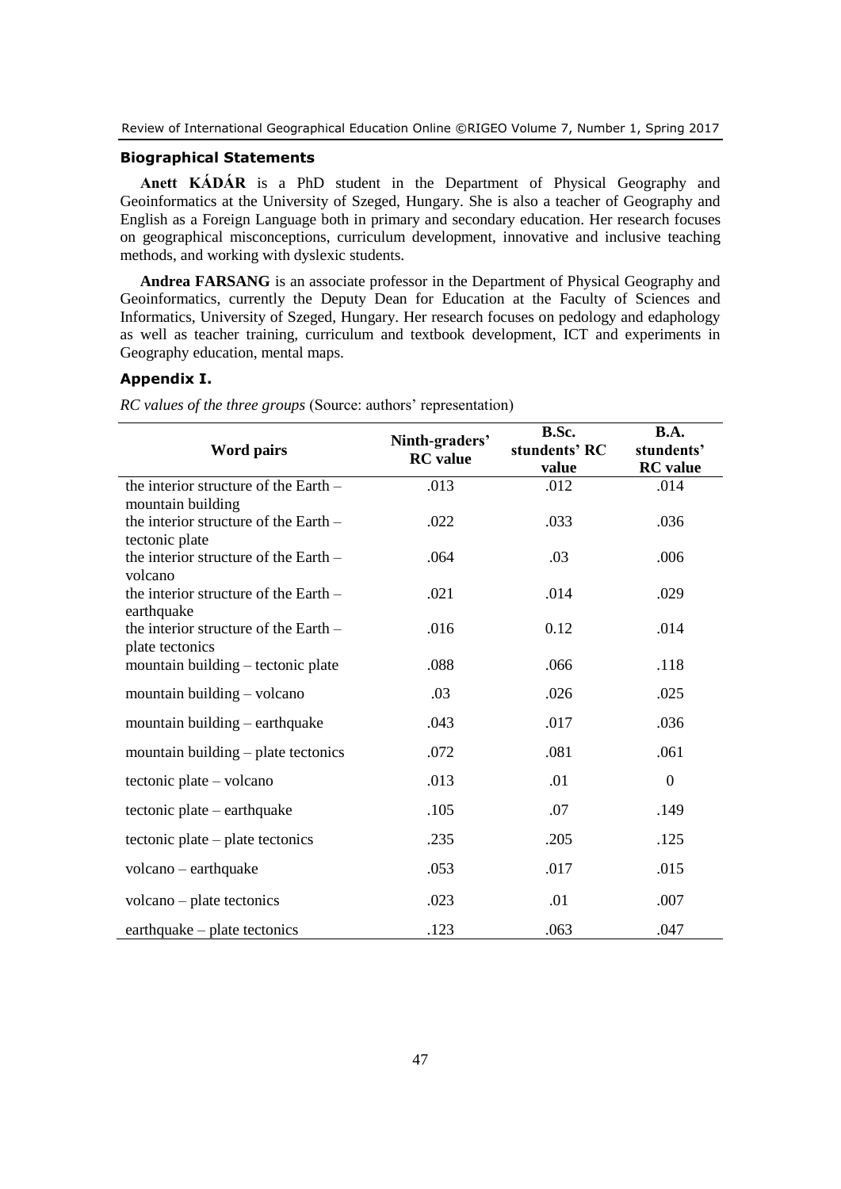### Biographical Statements

**Anett KÁDÁR** is a PhD student in the Department of Physical Geography and Geoinformatics at the University of Szeged, Hungary. She is also a teacher of Geography and English as a Foreign Language both in primary and secondary education. Her research focuses on geographical misconceptions, curriculum development, innovative and inclusive teaching methods, and working with dyslexic students.

**Andrea FARSANG** is an associate professor in the Department of Physical Geography and Geoinformatics, currently the Deputy Dean for Education at the Faculty of Sciences and Informatics, University of Szeged, Hungary. Her research focuses on pedology and edaphology as well as teacher training, curriculum and textbook development, ICT and experiments in Geography education, mental maps.

### Appendix I.

*RC values of the three groups* (Source: authors' representation)

| Word pairs | Ninth-graders' RC value | B.Sc. stundents' RC value | B.A. stundents' RC value |
|---|---|---|---|
| the interior structure of the Earth – mountain building | .013 | .012 | .014 |
| the interior structure of the Earth – tectonic plate | .022 | .033 | .036 |
| the interior structure of the Earth – volcano | .064 | .03 | .006 |
| the interior structure of the Earth – earthquake | .021 | .014 | .029 |
| the interior structure of the Earth – plate tectonics | .016 | 0.12 | .014 |
| mountain building – tectonic plate | .088 | .066 | .118 |
| mountain building – volcano | .03 | .026 | .025 |
| mountain building – earthquake | .043 | .017 | .036 |
| mountain building – plate tectonics | .072 | .081 | .061 |
| tectonic plate – volcano | .013 | .01 | 0 |
| tectonic plate – earthquake | .105 | .07 | .149 |
| tectonic plate – plate tectonics | .235 | .205 | .125 |
| volcano – earthquake | .053 | .017 | .015 |
| volcano – plate tectonics | .023 | .01 | .007 |
| earthquake – plate tectonics | .123 | .063 | .047 |